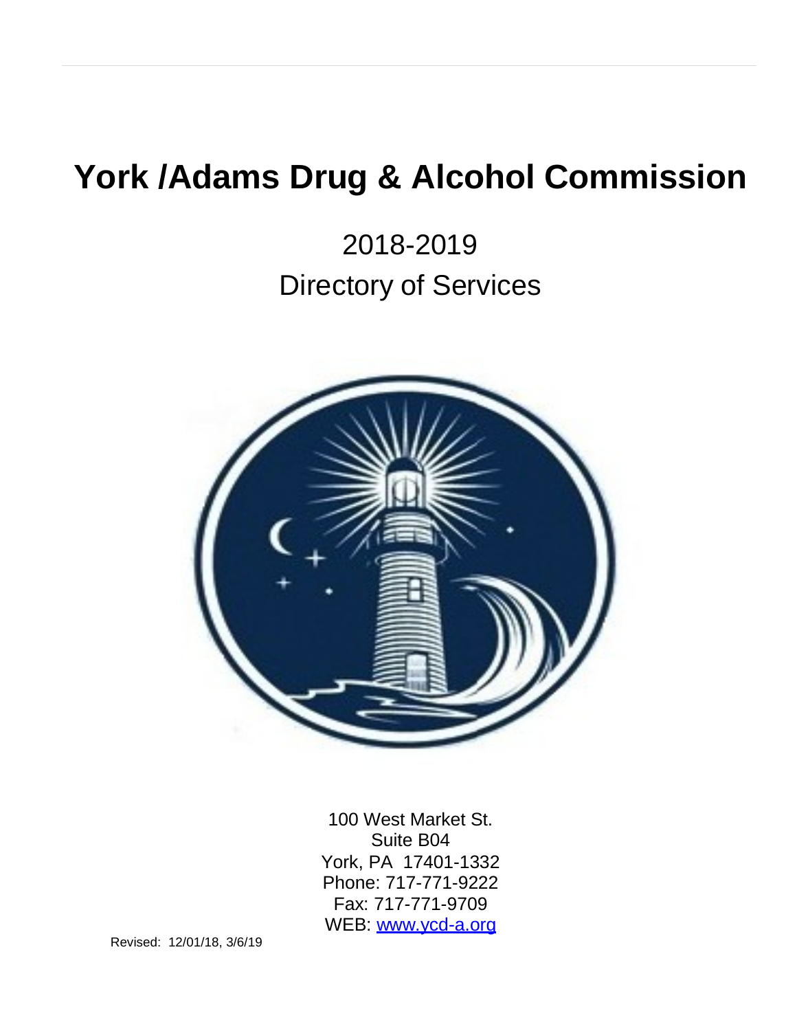# York /Adams Drug & Alcohol Commission

## 2018-2019
## Directory of Services

100 West Market St.
Suite B04
York, PA 17401-1332
Phone: 717-771-9222
Fax: 717-771-9709
WEB: [www.ycd-a.org](http://www.ycd-a.org)

Revised: 12/01/18, 3/6/19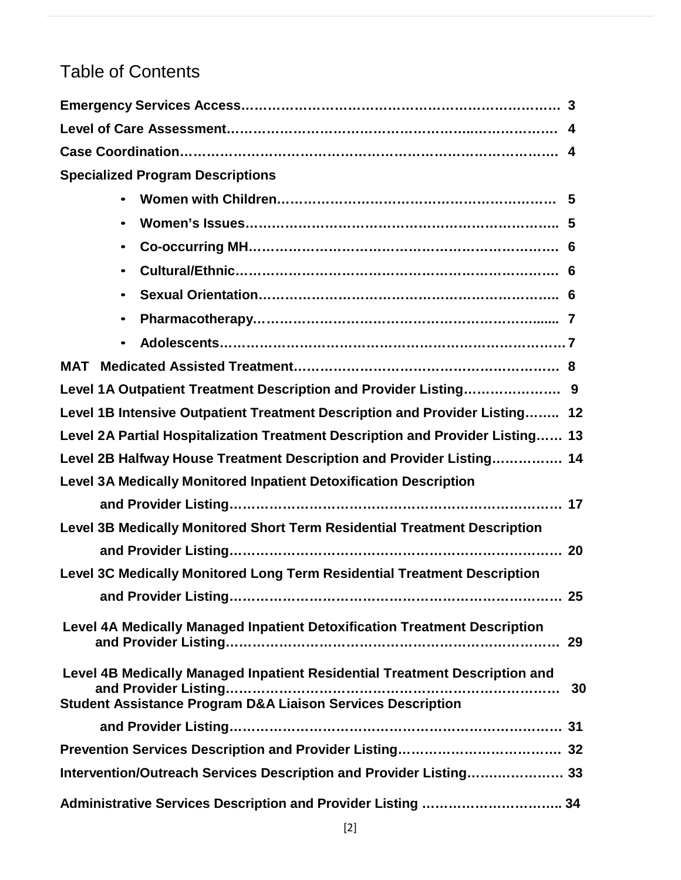# Table of Contents

**Emergency Services Access……………………………………………………………. 3**

**Level of Care Assessment…………………………………………..……………… 4**

**Case Coordination………………………………………………………………………. 4**

**Specialized Program Descriptions**

- **Women with Children……………………………………………………. 5**
- **Women's Issues…………………………………………………………….. 5**
- **Co-occurring MH…………………………………………………………. 6**
- **Cultural/Ethnic…………………………………………………………… 6**
- **Sexual Orientation……………………………………………………….. 6**
- **Pharmacotherapy……………………………………………………...... 7**
- **Adolescents……………………………………………………………7**

**MAT Medicated Assisted Treatment…………………………………………………. 8**

**Level 1A Outpatient Treatment Description and Provider Listing…………………. 9**

**Level 1B Intensive Outpatient Treatment Description and Provider Listing…….. 12**

**Level 2A Partial Hospitalization Treatment Description and Provider Listing…… 13**

**Level 2B Halfway House Treatment Description and Provider Listing……………. 14**

**Level 3A Medically Monitored Inpatient Detoxification Description and Provider Listing………………………………………………………………. 17**

**Level 3B Medically Monitored Short Term Residential Treatment Description and Provider Listing………………………………………………………………. 20**

**Level 3C Medically Monitored Long Term Residential Treatment Description and Provider Listing………………………………………………………………. 25**

**Level 4A Medically Managed Inpatient Detoxification Treatment Description and Provider Listing………………………………………………………………. 29**

**Level 4B Medically Managed Inpatient Residential Treatment Description and and Provider Listing………………………………………………………………. 30**

**Student Assistance Program D&A Liaison Services Description and Provider Listing………………………………………………………………. 31**

**Prevention Services Description and Provider Listing………………………………. 32**

**Intervention/Outreach Services Description and Provider Listing…………………. 33**

**Administrative Services Description and Provider Listing ………………………….. 34**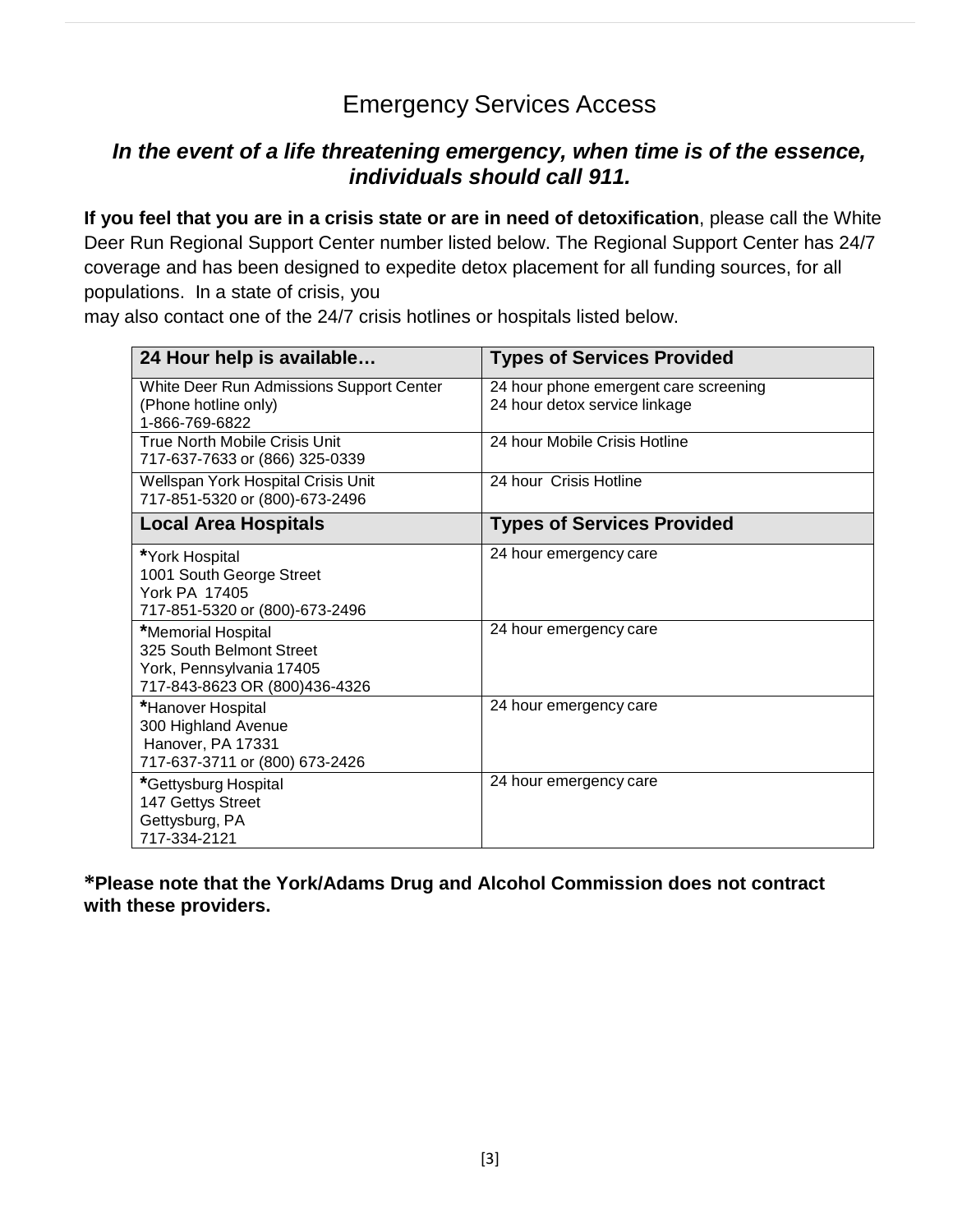# Emergency Services Access

***In the event of a life threatening emergency, when time is of the essence, individuals should call 911.***

**If you feel that you are in a crisis state or are in need of detoxification**, please call the White Deer Run Regional Support Center number listed below. The Regional Support Center has 24/7 coverage and has been designed to expedite detox placement for all funding sources, for all populations. In a state of crisis, you may also contact one of the 24/7 crisis hotlines or hospitals listed below.

| 24 Hour help is available… | Types of Services Provided |
|---|---|
| White Deer Run Admissions Support Center<br>(Phone hotline only)<br>1-866-769-6822 | 24 hour phone emergent care screening<br>24 hour detox service linkage |
| True North Mobile Crisis Unit<br>717-637-7633 or (866) 325-0339 | 24 hour Mobile Crisis Hotline |
| Wellspan York Hospital Crisis Unit<br>717-851-5320 or (800)-673-2496 | 24 hour Crisis Hotline |
| **Local Area Hospitals** | **Types of Services Provided** |
| *York Hospital<br>1001 South George Street<br>York PA 17405<br>717-851-5320 or (800)-673-2496 | 24 hour emergency care |
| *Memorial Hospital<br>325 South Belmont Street<br>York, Pennsylvania 17405<br>717-843-8623 OR (800)436-4326 | 24 hour emergency care |
| *Hanover Hospital<br>300 Highland Avenue<br>Hanover, PA 17331<br>717-637-3711 or (800) 673-2426 | 24 hour emergency care |
| *Gettysburg Hospital<br>147 Gettys Street<br>Gettysburg, PA<br>717-334-2121 | 24 hour emergency care |

**\*Please note that the York/Adams Drug and Alcohol Commission does not contract with these providers.**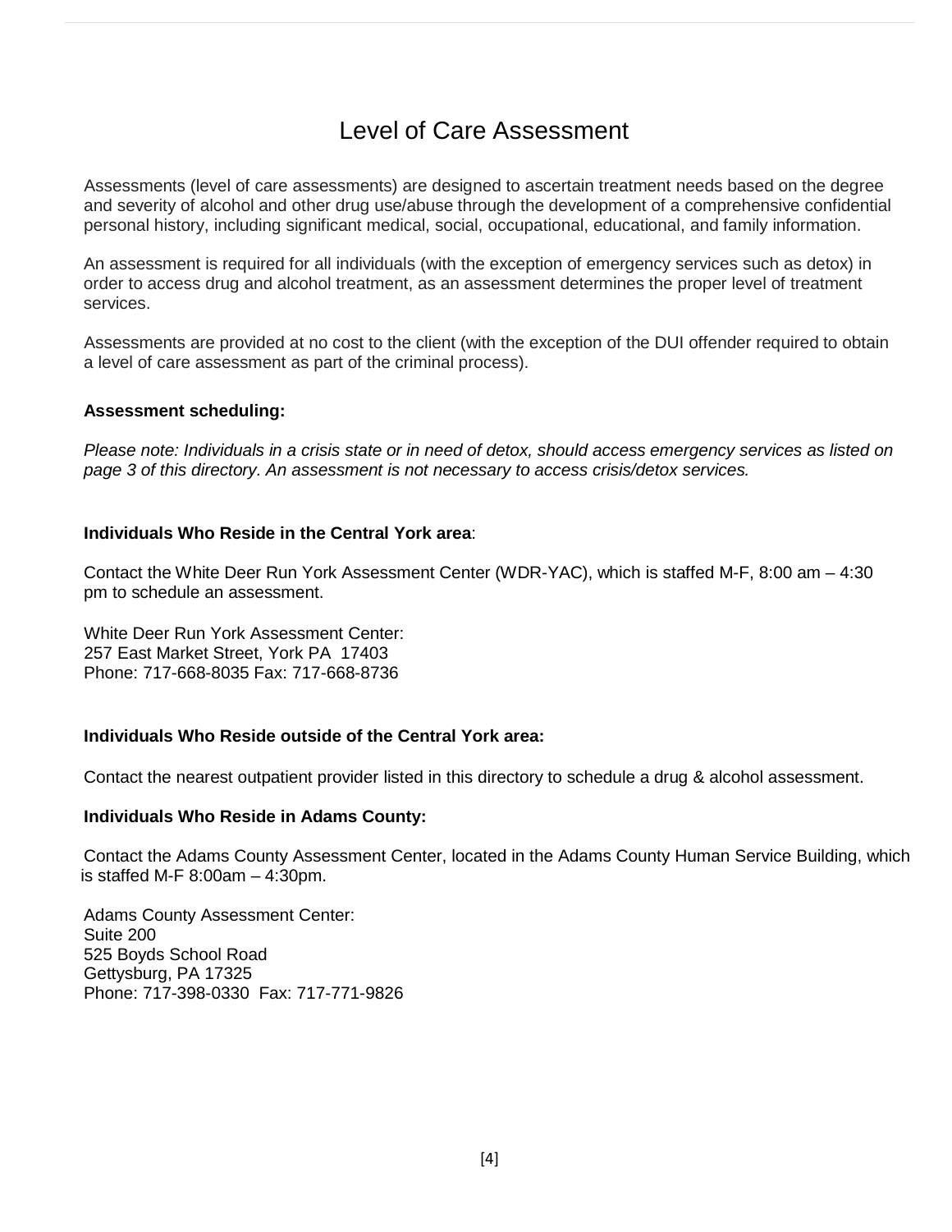# Level of Care Assessment

Assessments (level of care assessments) are designed to ascertain treatment needs based on the degree and severity of alcohol and other drug use/abuse through the development of a comprehensive confidential personal history, including significant medical, social, occupational, educational, and family information.

An assessment is required for all individuals (with the exception of emergency services such as detox) in order to access drug and alcohol treatment, as an assessment determines the proper level of treatment services.

Assessments are provided at no cost to the client (with the exception of the DUI offender required to obtain a level of care assessment as part of the criminal process).

**Assessment scheduling:**

*Please note: Individuals in a crisis state or in need of detox, should access emergency services as listed on page 3 of this directory. An assessment is not necessary to access crisis/detox services.*

**Individuals Who Reside in the Central York area**:

Contact the White Deer Run York Assessment Center (WDR-YAC), which is staffed M-F, 8:00 am – 4:30 pm to schedule an assessment.

White Deer Run York Assessment Center:
257 East Market Street, York PA 17403
Phone: 717-668-8035 Fax: 717-668-8736

**Individuals Who Reside outside of the Central York area:**

Contact the nearest outpatient provider listed in this directory to schedule a drug & alcohol assessment.

**Individuals Who Reside in Adams County:**

Contact the Adams County Assessment Center, located in the Adams County Human Service Building, which is staffed M-F 8:00am – 4:30pm.

Adams County Assessment Center:
Suite 200
525 Boyds School Road
Gettysburg, PA 17325
Phone: 717-398-0330 Fax: 717-771-9826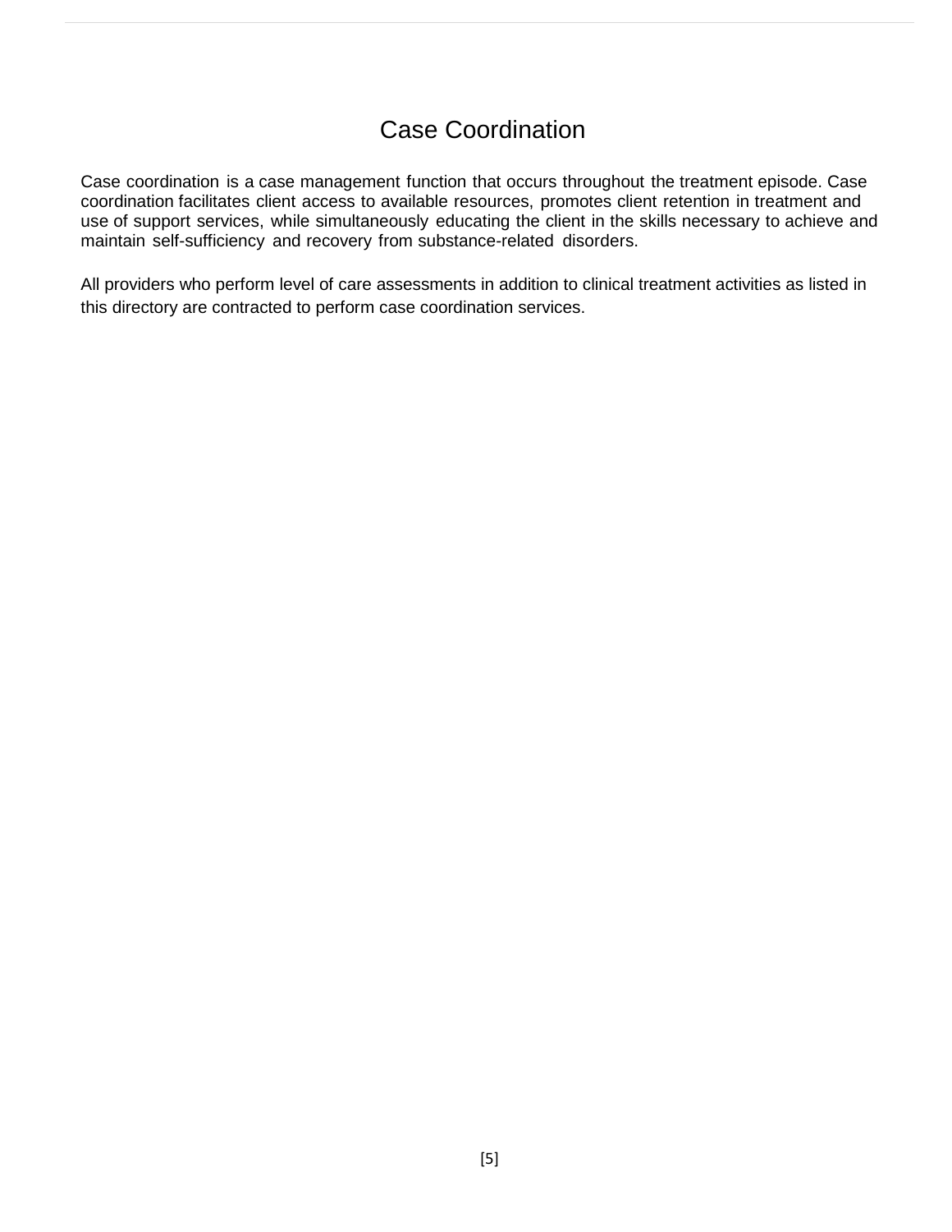# Case Coordination

Case coordination is a case management function that occurs throughout the treatment episode. Case coordination facilitates client access to available resources, promotes client retention in treatment and use of support services, while simultaneously educating the client in the skills necessary to achieve and maintain self-sufficiency and recovery from substance-related disorders.

All providers who perform level of care assessments in addition to clinical treatment activities as listed in this directory are contracted to perform case coordination services.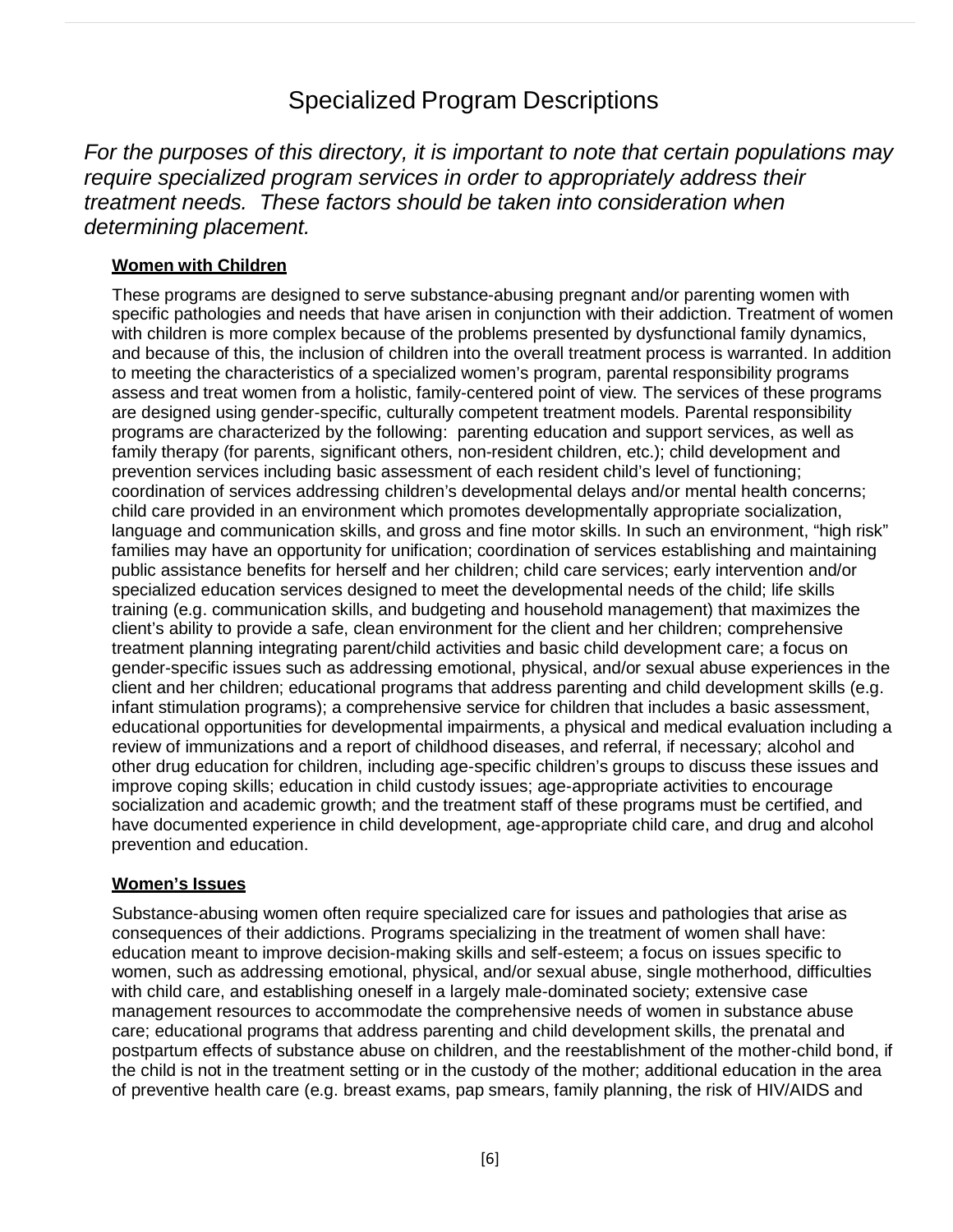# Specialized Program Descriptions

*For the purposes of this directory, it is important to note that certain populations may require specialized program services in order to appropriately address their treatment needs. These factors should be taken into consideration when determining placement.*

**Women with Children**

These programs are designed to serve substance-abusing pregnant and/or parenting women with specific pathologies and needs that have arisen in conjunction with their addiction. Treatment of women with children is more complex because of the problems presented by dysfunctional family dynamics, and because of this, the inclusion of children into the overall treatment process is warranted. In addition to meeting the characteristics of a specialized women's program, parental responsibility programs assess and treat women from a holistic, family-centered point of view. The services of these programs are designed using gender-specific, culturally competent treatment models. Parental responsibility programs are characterized by the following: parenting education and support services, as well as family therapy (for parents, significant others, non-resident children, etc.); child development and prevention services including basic assessment of each resident child's level of functioning; coordination of services addressing children's developmental delays and/or mental health concerns; child care provided in an environment which promotes developmentally appropriate socialization, language and communication skills, and gross and fine motor skills. In such an environment, "high risk" families may have an opportunity for unification; coordination of services establishing and maintaining public assistance benefits for herself and her children; child care services; early intervention and/or specialized education services designed to meet the developmental needs of the child; life skills training (e.g. communication skills, and budgeting and household management) that maximizes the client's ability to provide a safe, clean environment for the client and her children; comprehensive treatment planning integrating parent/child activities and basic child development care; a focus on gender-specific issues such as addressing emotional, physical, and/or sexual abuse experiences in the client and her children; educational programs that address parenting and child development skills (e.g. infant stimulation programs); a comprehensive service for children that includes a basic assessment, educational opportunities for developmental impairments, a physical and medical evaluation including a review of immunizations and a report of childhood diseases, and referral, if necessary; alcohol and other drug education for children, including age-specific children's groups to discuss these issues and improve coping skills; education in child custody issues; age-appropriate activities to encourage socialization and academic growth; and the treatment staff of these programs must be certified, and have documented experience in child development, age-appropriate child care, and drug and alcohol prevention and education.

**Women's Issues**

Substance-abusing women often require specialized care for issues and pathologies that arise as consequences of their addictions. Programs specializing in the treatment of women shall have: education meant to improve decision-making skills and self-esteem; a focus on issues specific to women, such as addressing emotional, physical, and/or sexual abuse, single motherhood, difficulties with child care, and establishing oneself in a largely male-dominated society; extensive case management resources to accommodate the comprehensive needs of women in substance abuse care; educational programs that address parenting and child development skills, the prenatal and postpartum effects of substance abuse on children, and the reestablishment of the mother-child bond, if the child is not in the treatment setting or in the custody of the mother; additional education in the area of preventive health care (e.g. breast exams, pap smears, family planning, the risk of HIV/AIDS and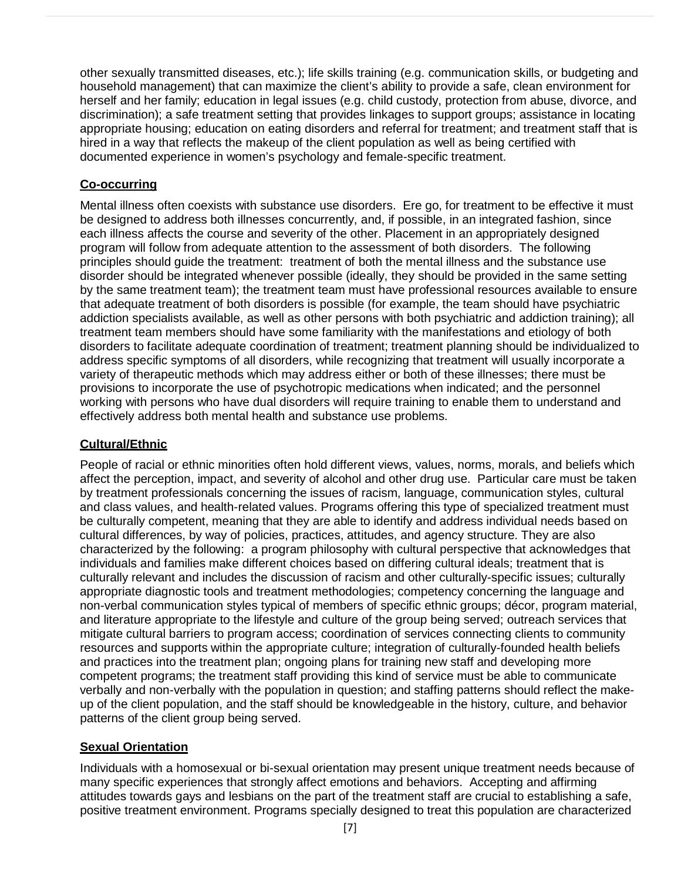other sexually transmitted diseases, etc.); life skills training (e.g. communication skills, or budgeting and household management) that can maximize the client's ability to provide a safe, clean environment for herself and her family; education in legal issues (e.g. child custody, protection from abuse, divorce, and discrimination); a safe treatment setting that provides linkages to support groups; assistance in locating appropriate housing; education on eating disorders and referral for treatment; and treatment staff that is hired in a way that reflects the makeup of the client population as well as being certified with documented experience in women's psychology and female-specific treatment.

**Co-occurring**

Mental illness often coexists with substance use disorders. Ere go, for treatment to be effective it must be designed to address both illnesses concurrently, and, if possible, in an integrated fashion, since each illness affects the course and severity of the other. Placement in an appropriately designed program will follow from adequate attention to the assessment of both disorders. The following principles should guide the treatment: treatment of both the mental illness and the substance use disorder should be integrated whenever possible (ideally, they should be provided in the same setting by the same treatment team); the treatment team must have professional resources available to ensure that adequate treatment of both disorders is possible (for example, the team should have psychiatric addiction specialists available, as well as other persons with both psychiatric and addiction training); all treatment team members should have some familiarity with the manifestations and etiology of both disorders to facilitate adequate coordination of treatment; treatment planning should be individualized to address specific symptoms of all disorders, while recognizing that treatment will usually incorporate a variety of therapeutic methods which may address either or both of these illnesses; there must be provisions to incorporate the use of psychotropic medications when indicated; and the personnel working with persons who have dual disorders will require training to enable them to understand and effectively address both mental health and substance use problems.

**Cultural/Ethnic**

People of racial or ethnic minorities often hold different views, values, norms, morals, and beliefs which affect the perception, impact, and severity of alcohol and other drug use. Particular care must be taken by treatment professionals concerning the issues of racism, language, communication styles, cultural and class values, and health-related values. Programs offering this type of specialized treatment must be culturally competent, meaning that they are able to identify and address individual needs based on cultural differences, by way of policies, practices, attitudes, and agency structure. They are also characterized by the following: a program philosophy with cultural perspective that acknowledges that individuals and families make different choices based on differing cultural ideals; treatment that is culturally relevant and includes the discussion of racism and other culturally-specific issues; culturally appropriate diagnostic tools and treatment methodologies; competency concerning the language and non-verbal communication styles typical of members of specific ethnic groups; décor, program material, and literature appropriate to the lifestyle and culture of the group being served; outreach services that mitigate cultural barriers to program access; coordination of services connecting clients to community resources and supports within the appropriate culture; integration of culturally-founded health beliefs and practices into the treatment plan; ongoing plans for training new staff and developing more competent programs; the treatment staff providing this kind of service must be able to communicate verbally and non-verbally with the population in question; and staffing patterns should reflect the make-up of the client population, and the staff should be knowledgeable in the history, culture, and behavior patterns of the client group being served.

**Sexual Orientation**

Individuals with a homosexual or bi-sexual orientation may present unique treatment needs because of many specific experiences that strongly affect emotions and behaviors. Accepting and affirming attitudes towards gays and lesbians on the part of the treatment staff are crucial to establishing a safe, positive treatment environment. Programs specially designed to treat this population are characterized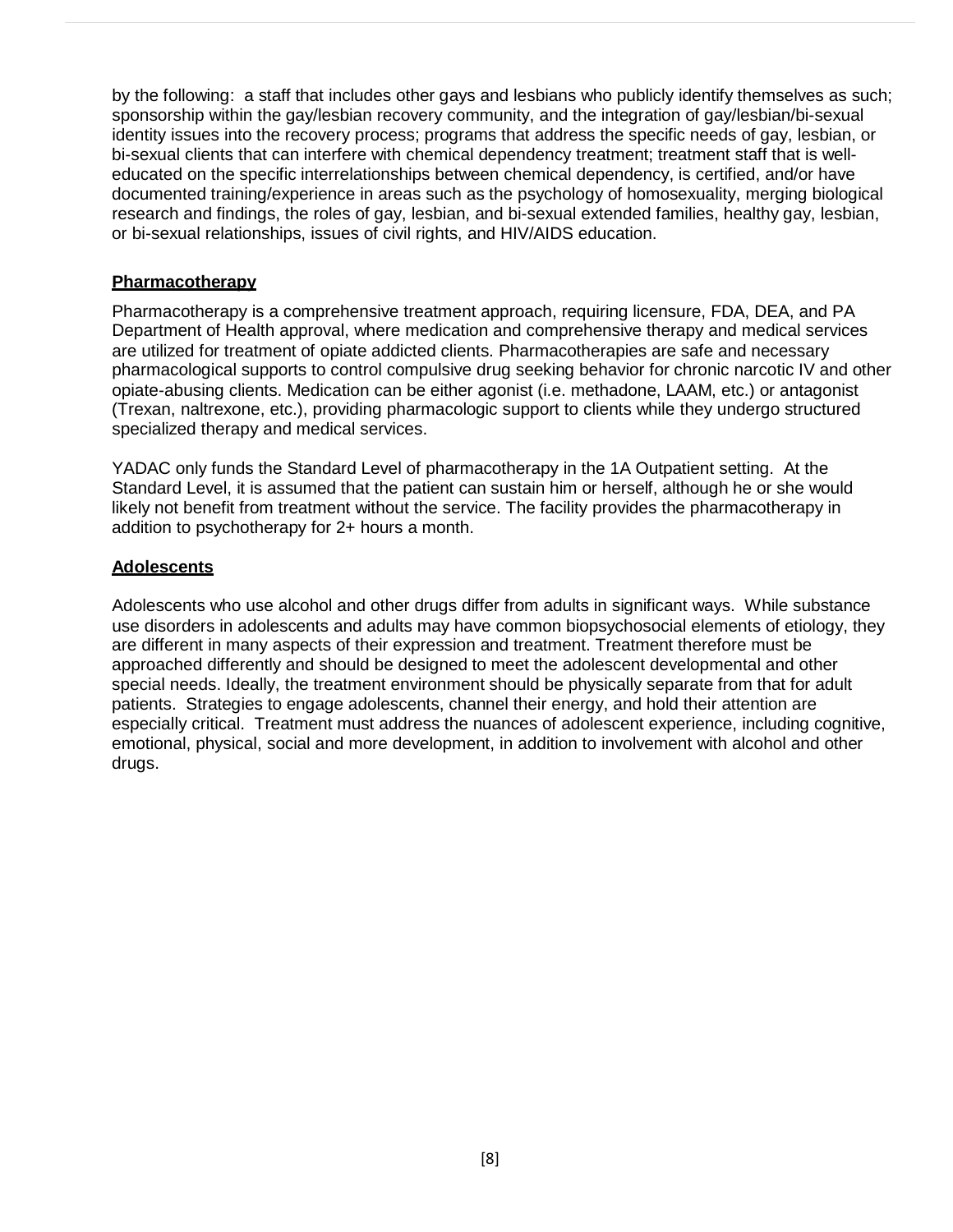by the following: a staff that includes other gays and lesbians who publicly identify themselves as such; sponsorship within the gay/lesbian recovery community, and the integration of gay/lesbian/bi-sexual identity issues into the recovery process; programs that address the specific needs of gay, lesbian, or bi-sexual clients that can interfere with chemical dependency treatment; treatment staff that is well-educated on the specific interrelationships between chemical dependency, is certified, and/or have documented training/experience in areas such as the psychology of homosexuality, merging biological research and findings, the roles of gay, lesbian, and bi-sexual extended families, healthy gay, lesbian, or bi-sexual relationships, issues of civil rights, and HIV/AIDS education.

## Pharmacotherapy

Pharmacotherapy is a comprehensive treatment approach, requiring licensure, FDA, DEA, and PA Department of Health approval, where medication and comprehensive therapy and medical services are utilized for treatment of opiate addicted clients. Pharmacotherapies are safe and necessary pharmacological supports to control compulsive drug seeking behavior for chronic narcotic IV and other opiate-abusing clients. Medication can be either agonist (i.e. methadone, LAAM, etc.) or antagonist (Trexan, naltrexone, etc.), providing pharmacologic support to clients while they undergo structured specialized therapy and medical services.

YADAC only funds the Standard Level of pharmacotherapy in the 1A Outpatient setting. At the Standard Level, it is assumed that the patient can sustain him or herself, although he or she would likely not benefit from treatment without the service. The facility provides the pharmacotherapy in addition to psychotherapy for 2+ hours a month.

## Adolescents

Adolescents who use alcohol and other drugs differ from adults in significant ways. While substance use disorders in adolescents and adults may have common biopsychosocial elements of etiology, they are different in many aspects of their expression and treatment. Treatment therefore must be approached differently and should be designed to meet the adolescent developmental and other special needs. Ideally, the treatment environment should be physically separate from that for adult patients. Strategies to engage adolescents, channel their energy, and hold their attention are especially critical. Treatment must address the nuances of adolescent experience, including cognitive, emotional, physical, social and more development, in addition to involvement with alcohol and other drugs.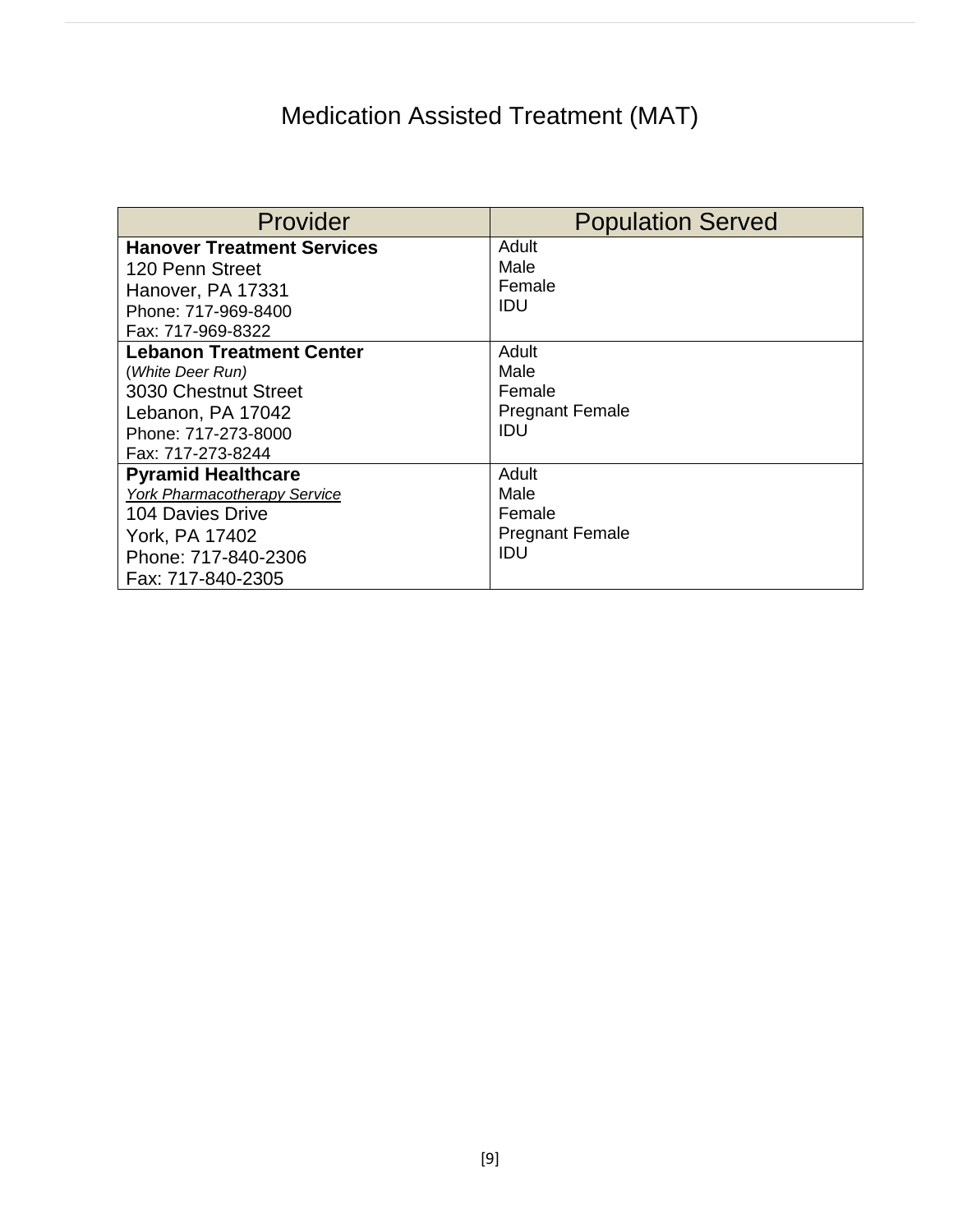# Medication Assisted Treatment (MAT)

| Provider | Population Served |
| --- | --- |
| **Hanover Treatment Services**<br>120 Penn Street<br>Hanover, PA 17331<br>Phone: 717-969-8400<br>Fax: 717-969-8322 | Adult<br>Male<br>Female<br>IDU |
| **Lebanon Treatment Center**<br>(*White Deer Run)*<br>3030 Chestnut Street<br>Lebanon, PA 17042<br>Phone: 717-273-8000<br>Fax: 717-273-8244 | Adult<br>Male<br>Female<br>Pregnant Female<br>IDU |
| **Pyramid Healthcare**<br>*York Pharmacotherapy Service*<br>104 Davies Drive<br>York, PA 17402<br>Phone: 717-840-2306<br>Fax: 717-840-2305 | Adult<br>Male<br>Female<br>Pregnant Female<br>IDU |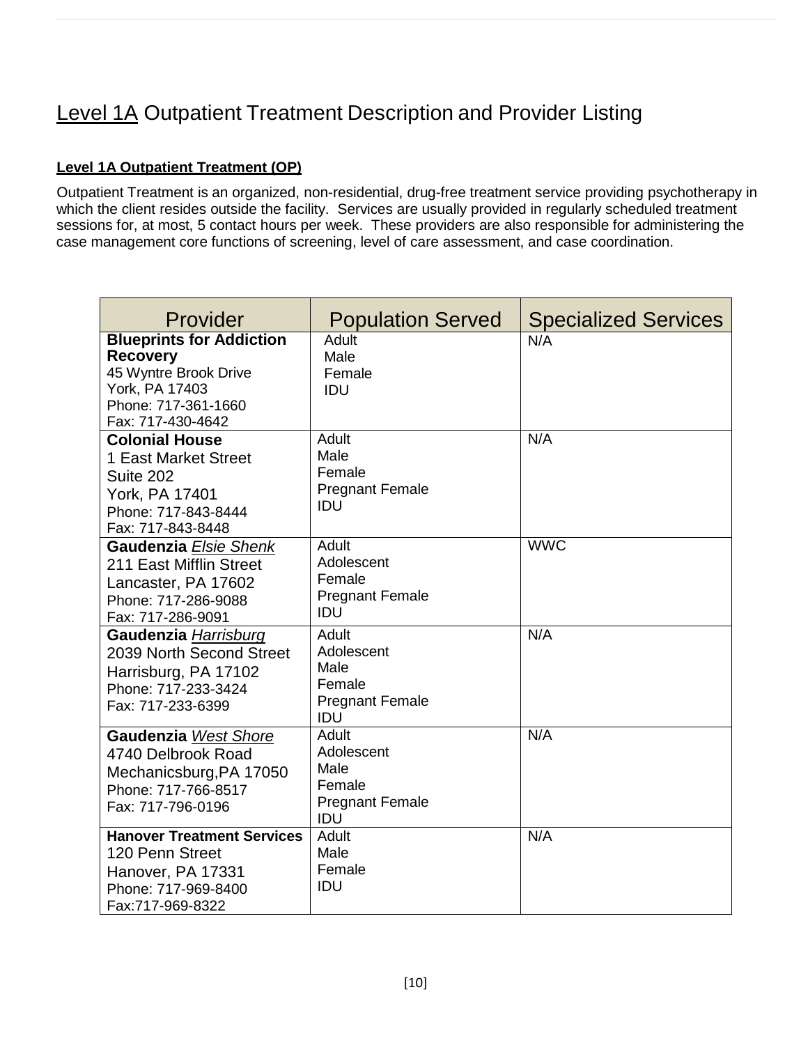# Level 1A Outpatient Treatment Description and Provider Listing

**Level 1A Outpatient Treatment (OP)**

Outpatient Treatment is an organized, non-residential, drug-free treatment service providing psychotherapy in which the client resides outside the facility. Services are usually provided in regularly scheduled treatment sessions for, at most, 5 contact hours per week. These providers are also responsible for administering the case management core functions of screening, level of care assessment, and case coordination.

| Provider | Population Served | Specialized Services |
|---|---|---|
| **Blueprints for Addiction Recovery**<br>45 Wyntre Brook Drive<br>York, PA 17403<br>Phone: 717-361-1660<br>Fax: 717-430-4642 | Adult<br>Male<br>Female<br>IDU | N/A |
| **Colonial House**<br>1 East Market Street<br>Suite 202<br>York, PA 17401<br>Phone: 717-843-8444<br>Fax: 717-843-8448 | Adult<br>Male<br>Female<br>Pregnant Female<br>IDU | N/A |
| **Gaudenzia** *Elsie Shenk*<br>211 East Mifflin Street<br>Lancaster, PA 17602<br>Phone: 717-286-9088<br>Fax: 717-286-9091 | Adult<br>Adolescent<br>Female<br>Pregnant Female<br>IDU | WWC |
| **Gaudenzia** *Harrisburg*<br>2039 North Second Street<br>Harrisburg, PA 17102<br>Phone: 717-233-3424<br>Fax: 717-233-6399 | Adult<br>Adolescent<br>Male<br>Female<br>Pregnant Female<br>IDU | N/A |
| **Gaudenzia** *West Shore*<br>4740 Delbrook Road<br>Mechanicsburg,PA 17050<br>Phone: 717-766-8517<br>Fax: 717-796-0196 | Adult<br>Adolescent<br>Male<br>Female<br>Pregnant Female<br>IDU | N/A |
| **Hanover Treatment Services**<br>120 Penn Street<br>Hanover, PA 17331<br>Phone: 717-969-8400<br>Fax:717-969-8322 | Adult<br>Male<br>Female<br>IDU | N/A |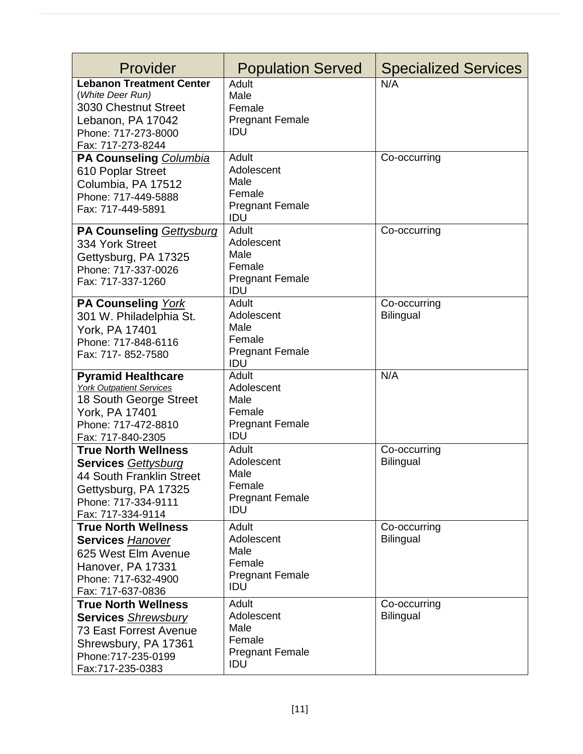| Provider | Population Served | Specialized Services |
|---|---|---|
| **Lebanon Treatment Center**<br>(*White Deer Run)*<br>3030 Chestnut Street<br>Lebanon, PA 17042<br>Phone: 717-273-8000<br>Fax: 717-273-8244 | Adult<br>Male<br>Female<br>Pregnant Female<br>IDU | N/A |
| **PA Counseling** *Columbia*<br>610 Poplar Street<br>Columbia, PA 17512<br>Phone: 717-449-5888<br>Fax: 717-449-5891 | Adult<br>Adolescent<br>Male<br>Female<br>Pregnant Female<br>IDU | Co-occurring |
| **PA Counseling** *Gettysburg*<br>334 York Street<br>Gettysburg, PA 17325<br>Phone: 717-337-0026<br>Fax: 717-337-1260 | Adult<br>Adolescent<br>Male<br>Female<br>Pregnant Female<br>IDU | Co-occurring |
| **PA Counseling** *York*<br>301 W. Philadelphia St.<br>York, PA 17401<br>Phone: 717-848-6116<br>Fax: 717- 852-7580 | Adult<br>Adolescent<br>Male<br>Female<br>Pregnant Female<br>IDU | Co-occurring<br>Bilingual |
| **Pyramid Healthcare**<br>*York Outpatient Services*<br>18 South George Street<br>York, PA 17401<br>Phone: 717-472-8810<br>Fax: 717-840-2305 | Adult<br>Adolescent<br>Male<br>Female<br>Pregnant Female<br>IDU | N/A |
| **True North Wellness Services** *Gettysburg*<br>44 South Franklin Street<br>Gettysburg, PA 17325<br>Phone: 717-334-9111<br>Fax: 717-334-9114 | Adult<br>Adolescent<br>Male<br>Female<br>Pregnant Female<br>IDU | Co-occurring<br>Bilingual |
| **True North Wellness Services** *Hanover*<br>625 West Elm Avenue<br>Hanover, PA 17331<br>Phone: 717-632-4900<br>Fax: 717-637-0836 | Adult<br>Adolescent<br>Male<br>Female<br>Pregnant Female<br>IDU | Co-occurring<br>Bilingual |
| **True North Wellness Services** *Shrewsbury*<br>73 East Forrest Avenue<br>Shrewsbury, PA 17361<br>Phone:717-235-0199<br>Fax:717-235-0383 | Adult<br>Adolescent<br>Male<br>Female<br>Pregnant Female<br>IDU | Co-occurring<br>Bilingual |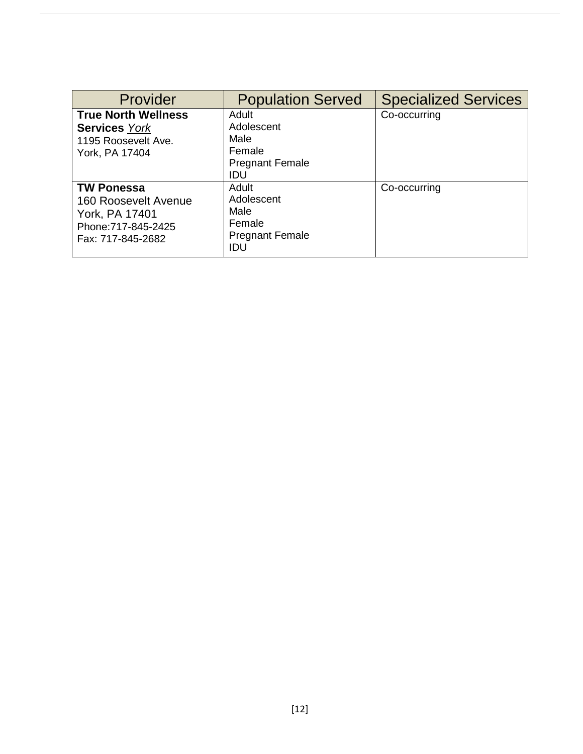| Provider | Population Served | Specialized Services |
| --- | --- | --- |
| **True North Wellness Services** *York*<br>1195 Roosevelt Ave.<br>York, PA 17404 | Adult<br>Adolescent<br>Male<br>Female<br>Pregnant Female<br>IDU | Co-occurring |
| **TW Ponessa**<br>160 Roosevelt Avenue<br>York, PA 17401<br>Phone:717-845-2425<br>Fax: 717-845-2682 | Adult<br>Adolescent<br>Male<br>Female<br>Pregnant Female<br>IDU | Co-occurring |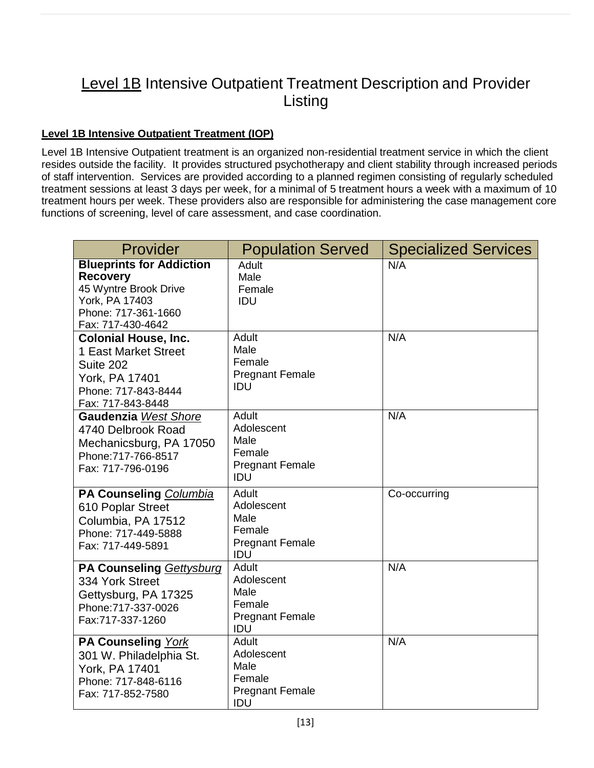# <u>Level 1B</u> Intensive Outpatient Treatment Description and Provider Listing

**<u>Level 1B Intensive Outpatient Treatment (IOP)</u>**

Level 1B Intensive Outpatient treatment is an organized non-residential treatment service in which the client resides outside the facility. It provides structured psychotherapy and client stability through increased periods of staff intervention. Services are provided according to a planned regimen consisting of regularly scheduled treatment sessions at least 3 days per week, for a minimal of 5 treatment hours a week with a maximum of 10 treatment hours per week. These providers also are responsible for administering the case management core functions of screening, level of care assessment, and case coordination.

| Provider | Population Served | Specialized Services |
|---|---|---|
| **Blueprints for Addiction Recovery**<br>45 Wyntre Brook Drive<br>York, PA 17403<br>Phone: 717-361-1660<br>Fax: 717-430-4642 | Adult<br>Male<br>Female<br>IDU | N/A |
| **Colonial House, Inc.**<br>1 East Market Street<br>Suite 202<br>York, PA 17401<br>Phone: 717-843-8444<br>Fax: 717-843-8448 | Adult<br>Male<br>Female<br>Pregnant Female<br>IDU | N/A |
| **Gaudenzia** *<u>West Shore</u>*<br>4740 Delbrook Road<br>Mechanicsburg, PA 17050<br>Phone:717-766-8517<br>Fax: 717-796-0196 | Adult<br>Adolescent<br>Male<br>Female<br>Pregnant Female<br>IDU | N/A |
| **PA Counseling** *<u>Columbia</u>*<br>610 Poplar Street<br>Columbia, PA 17512<br>Phone: 717-449-5888<br>Fax: 717-449-5891 | Adult<br>Adolescent<br>Male<br>Female<br>Pregnant Female<br>IDU | Co-occurring |
| **PA Counseling** *<u>Gettysburg</u>*<br>334 York Street<br>Gettysburg, PA 17325<br>Phone:717-337-0026<br>Fax:717-337-1260 | Adult<br>Adolescent<br>Male<br>Female<br>Pregnant Female<br>IDU | N/A |
| **PA Counseling** *<u>York</u>*<br>301 W. Philadelphia St.<br>York, PA 17401<br>Phone: 717-848-6116<br>Fax: 717-852-7580 | Adult<br>Adolescent<br>Male<br>Female<br>Pregnant Female<br>IDU | N/A |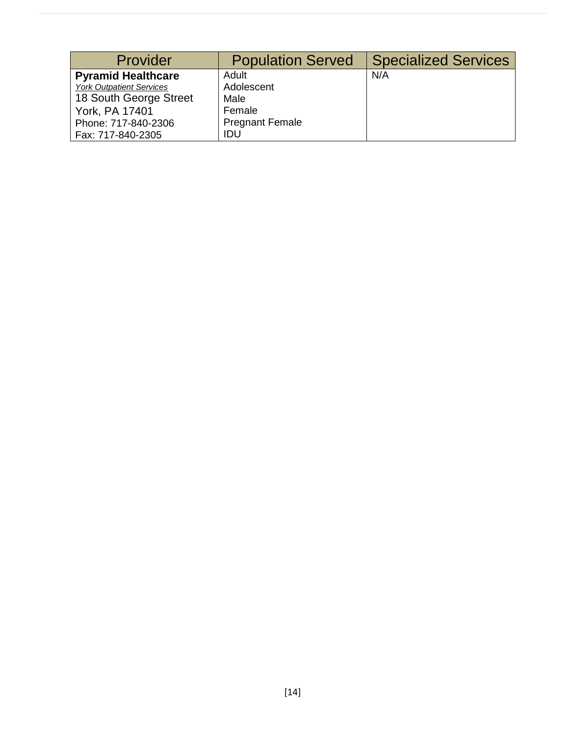| Provider | Population Served | Specialized Services |
| --- | --- | --- |
| **Pyramid Healthcare**<br>*York Outpatient Services*<br>18 South George Street<br>York, PA 17401<br>Phone: 717-840-2306<br>Fax: 717-840-2305 | Adult<br>Adolescent<br>Male<br>Female<br>Pregnant Female<br>IDU | N/A |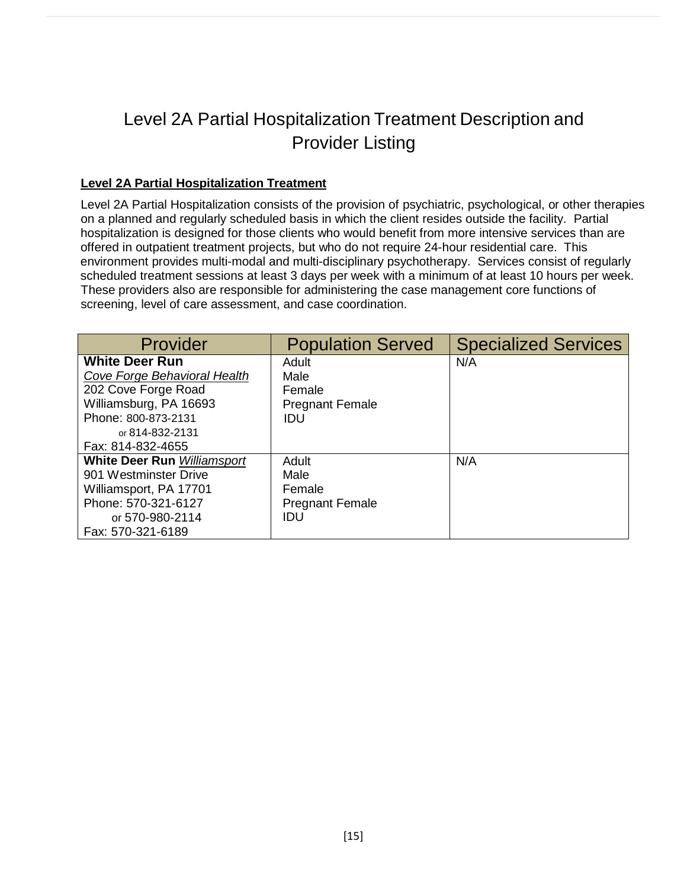# Level 2A Partial Hospitalization Treatment Description and Provider Listing

**Level 2A Partial Hospitalization Treatment**

Level 2A Partial Hospitalization consists of the provision of psychiatric, psychological, or other therapies on a planned and regularly scheduled basis in which the client resides outside the facility. Partial hospitalization is designed for those clients who would benefit from more intensive services than are offered in outpatient treatment projects, but who do not require 24-hour residential care. This environment provides multi-modal and multi-disciplinary psychotherapy. Services consist of regularly scheduled treatment sessions at least 3 days per week with a minimum of at least 10 hours per week. These providers also are responsible for administering the case management core functions of screening, level of care assessment, and case coordination.

| Provider | Population Served | Specialized Services |
|---|---|---|
| **White Deer Run**<br>*Cove Forge Behavioral Health*<br>202 Cove Forge Road<br>Williamsburg, PA 16693<br>Phone: 800-873-2131<br>or 814-832-2131<br>Fax: 814-832-4655 | Adult<br>Male<br>Female<br>Pregnant Female<br>IDU | N/A |
| **White Deer Run** *Williamsport*<br>901 Westminster Drive<br>Williamsport, PA 17701<br>Phone: 570-321-6127<br>or 570-980-2114<br>Fax: 570-321-6189 | Adult<br>Male<br>Female<br>Pregnant Female<br>IDU | N/A |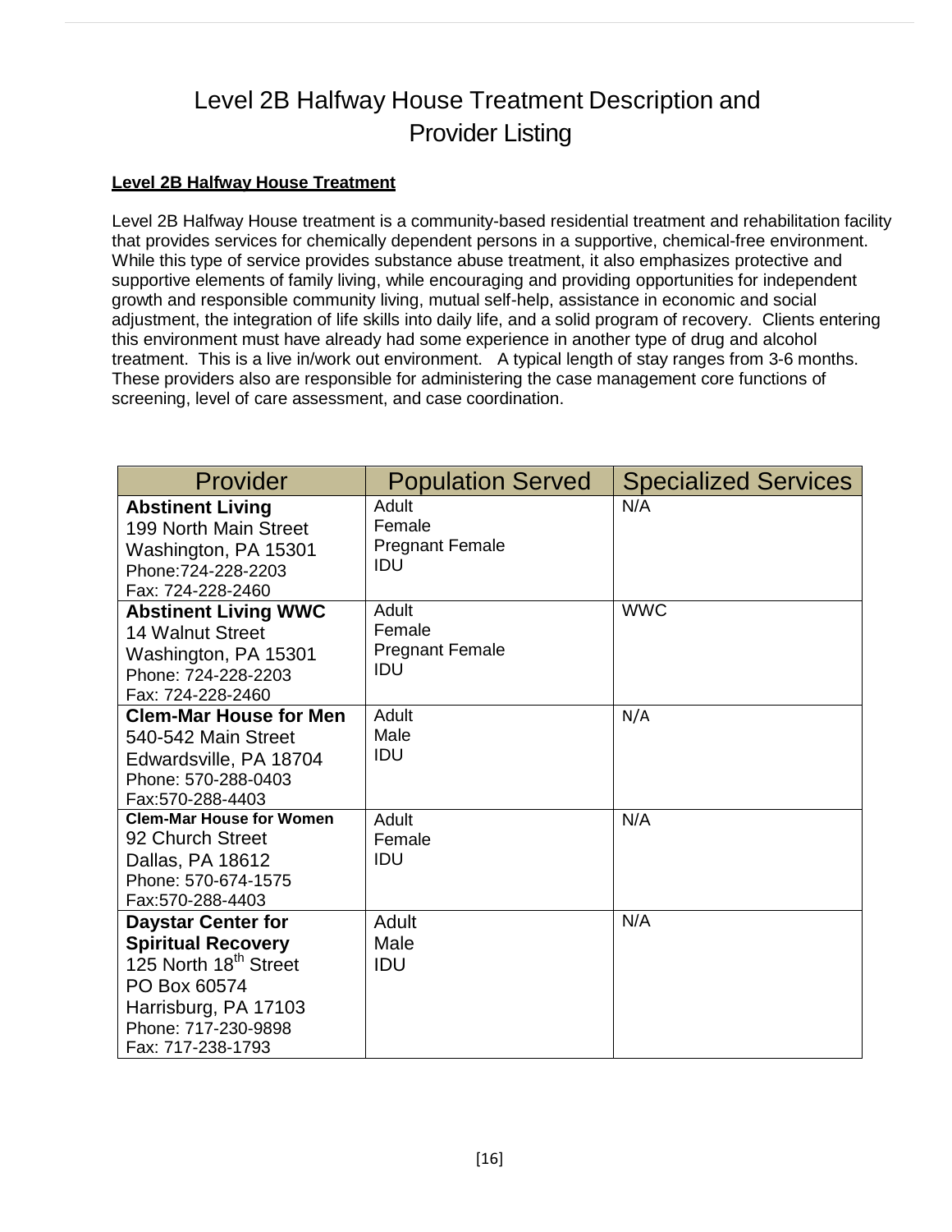# Level 2B Halfway House Treatment Description and Provider Listing

**Level 2B Halfway House Treatment**

Level 2B Halfway House treatment is a community-based residential treatment and rehabilitation facility that provides services for chemically dependent persons in a supportive, chemical-free environment. While this type of service provides substance abuse treatment, it also emphasizes protective and supportive elements of family living, while encouraging and providing opportunities for independent growth and responsible community living, mutual self-help, assistance in economic and social adjustment, the integration of life skills into daily life, and a solid program of recovery. Clients entering this environment must have already had some experience in another type of drug and alcohol treatment. This is a live in/work out environment. A typical length of stay ranges from 3-6 months. These providers also are responsible for administering the case management core functions of screening, level of care assessment, and case coordination.

| Provider | Population Served | Specialized Services |
|---|---|---|
| **Abstinent Living**<br>199 North Main Street<br>Washington, PA 15301<br>Phone:724-228-2203<br>Fax: 724-228-2460 | Adult<br>Female<br>Pregnant Female<br>IDU | N/A |
| **Abstinent Living WWC**<br>14 Walnut Street<br>Washington, PA 15301<br>Phone: 724-228-2203<br>Fax: 724-228-2460 | Adult<br>Female<br>Pregnant Female<br>IDU | WWC |
| **Clem-Mar House for Men**<br>540-542 Main Street<br>Edwardsville, PA 18704<br>Phone: 570-288-0403<br>Fax:570-288-4403 | Adult<br>Male<br>IDU | N/A |
| **Clem-Mar House for Women**<br>92 Church Street<br>Dallas, PA 18612<br>Phone: 570-674-1575<br>Fax:570-288-4403 | Adult<br>Female<br>IDU | N/A |
| **Daystar Center for Spiritual Recovery**<br>125 North 18th Street<br>PO Box 60574<br>Harrisburg, PA 17103<br>Phone: 717-230-9898<br>Fax: 717-238-1793 | Adult<br>Male<br>IDU | N/A |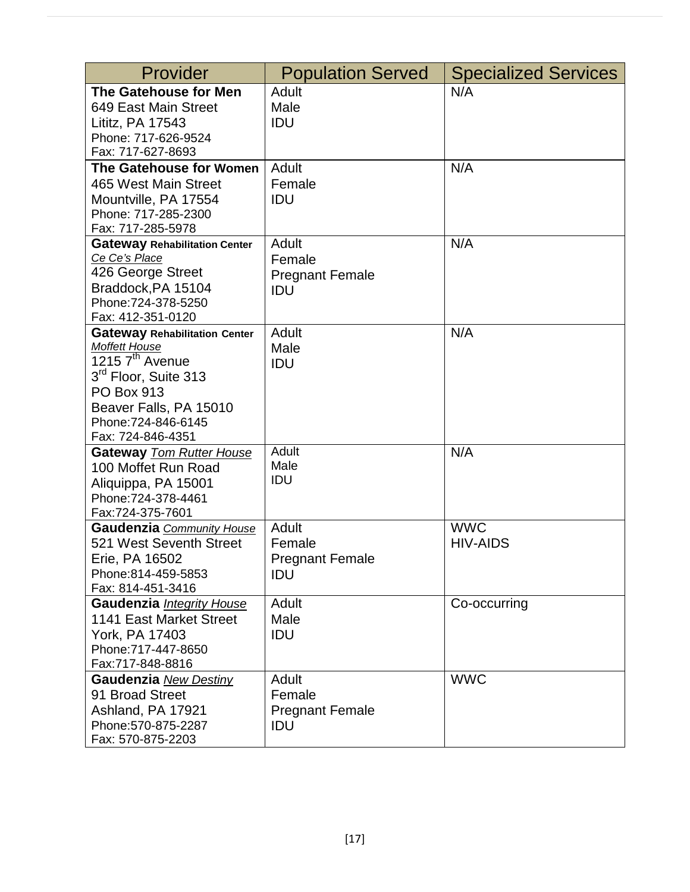| Provider | Population Served | Specialized Services |
|---|---|---|
| **The Gatehouse for Men**<br>649 East Main Street<br>Lititz, PA 17543<br>Phone: 717-626-9524<br>Fax: 717-627-8693 | Adult<br>Male<br>IDU | N/A |
| **The Gatehouse for Women**<br>465 West Main Street<br>Mountville, PA 17554<br>Phone: 717-285-2300<br>Fax: 717-285-5978 | Adult<br>Female<br>IDU | N/A |
| **Gateway Rehabilitation Center**<br>*Ce Ce's Place*<br>426 George Street<br>Braddock,PA 15104<br>Phone:724-378-5250<br>Fax: 412-351-0120 | Adult<br>Female<br>Pregnant Female<br>IDU | N/A |
| **Gateway Rehabilitation Center**<br>*Moffett House*<br>1215 7th Avenue<br>3rd Floor, Suite 313<br>PO Box 913<br>Beaver Falls, PA 15010<br>Phone:724-846-6145<br>Fax: 724-846-4351 | Adult<br>Male<br>IDU | N/A |
| **Gateway** *Tom Rutter House*<br>100 Moffet Run Road<br>Aliquippa, PA 15001<br>Phone:724-378-4461<br>Fax:724-375-7601 | Adult<br>Male<br>IDU | N/A |
| **Gaudenzia** *Community House*<br>521 West Seventh Street<br>Erie, PA 16502<br>Phone:814-459-5853<br>Fax: 814-451-3416 | Adult<br>Female<br>Pregnant Female<br>IDU | WWC<br>HIV-AIDS |
| **Gaudenzia** *Integrity House*<br>1141 East Market Street<br>York, PA 17403<br>Phone:717-447-8650<br>Fax:717-848-8816 | Adult<br>Male<br>IDU | Co-occurring |
| **Gaudenzia** *New Destiny*<br>91 Broad Street<br>Ashland, PA 17921<br>Phone:570-875-2287<br>Fax: 570-875-2203 | Adult<br>Female<br>Pregnant Female<br>IDU | WWC |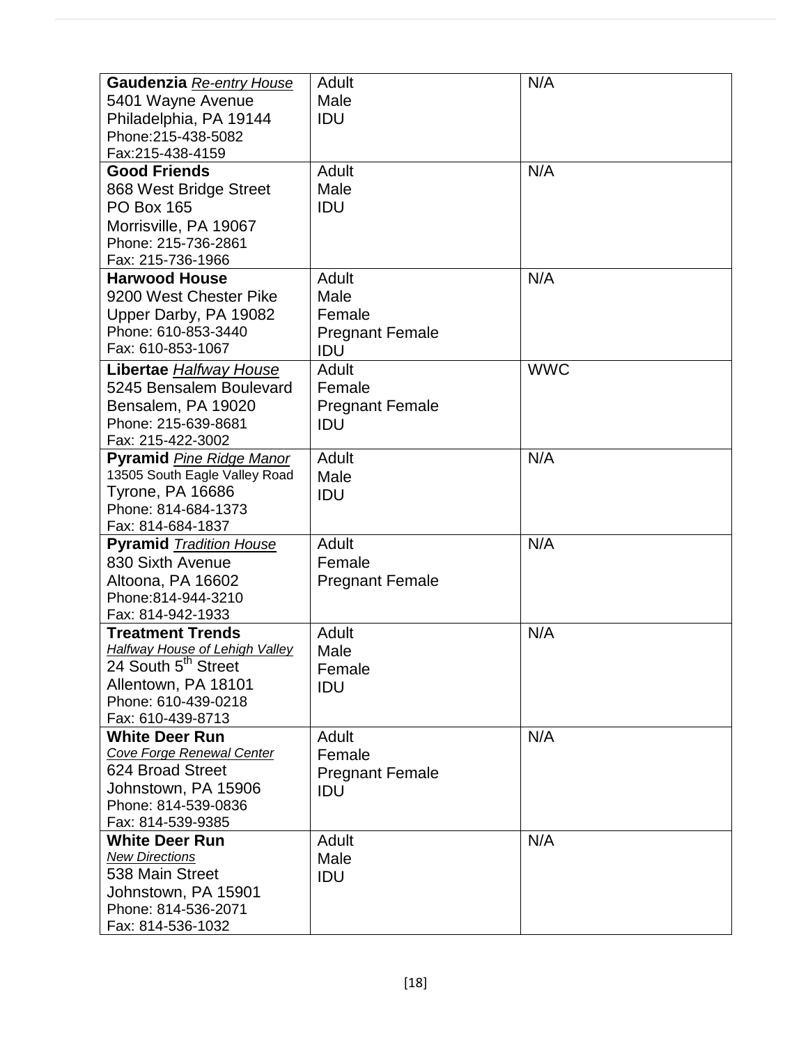| | | |
|---|---|---|
| **Gaudenzia** *Re-entry House*<br>5401 Wayne Avenue<br>Philadelphia, PA 19144<br>Phone:215-438-5082<br>Fax:215-438-4159 | Adult<br>Male<br>IDU | N/A |
| **Good Friends**<br>868 West Bridge Street<br>PO Box 165<br>Morrisville, PA 19067<br>Phone: 215-736-2861<br>Fax: 215-736-1966 | Adult<br>Male<br>IDU | N/A |
| **Harwood House**<br>9200 West Chester Pike<br>Upper Darby, PA 19082<br>Phone: 610-853-3440<br>Fax: 610-853-1067 | Adult<br>Male<br>Female<br>Pregnant Female<br>IDU | N/A |
| **Libertae** *Halfway House*<br>5245 Bensalem Boulevard<br>Bensalem, PA 19020<br>Phone: 215-639-8681<br>Fax: 215-422-3002 | Adult<br>Female<br>Pregnant Female<br>IDU | WWC |
| **Pyramid** *Pine Ridge Manor*<br>13505 South Eagle Valley Road<br>Tyrone, PA 16686<br>Phone: 814-684-1373<br>Fax: 814-684-1837 | Adult<br>Male<br>IDU | N/A |
| **Pyramid** *Tradition House*<br>830 Sixth Avenue<br>Altoona, PA 16602<br>Phone:814-944-3210<br>Fax: 814-942-1933 | Adult<br>Female<br>Pregnant Female | N/A |
| **Treatment Trends**<br>*Halfway House of Lehigh Valley*<br>24 South 5th Street<br>Allentown, PA 18101<br>Phone: 610-439-0218<br>Fax: 610-439-8713 | Adult<br>Male<br>Female<br>IDU | N/A |
| **White Deer Run**<br>*Cove Forge Renewal Center*<br>624 Broad Street<br>Johnstown, PA 15906<br>Phone: 814-539-0836<br>Fax: 814-539-9385 | Adult<br>Female<br>Pregnant Female<br>IDU | N/A |
| **White Deer Run**<br>*New Directions*<br>538 Main Street<br>Johnstown, PA 15901<br>Phone: 814-536-2071<br>Fax: 814-536-1032 | Adult<br>Male<br>IDU | N/A |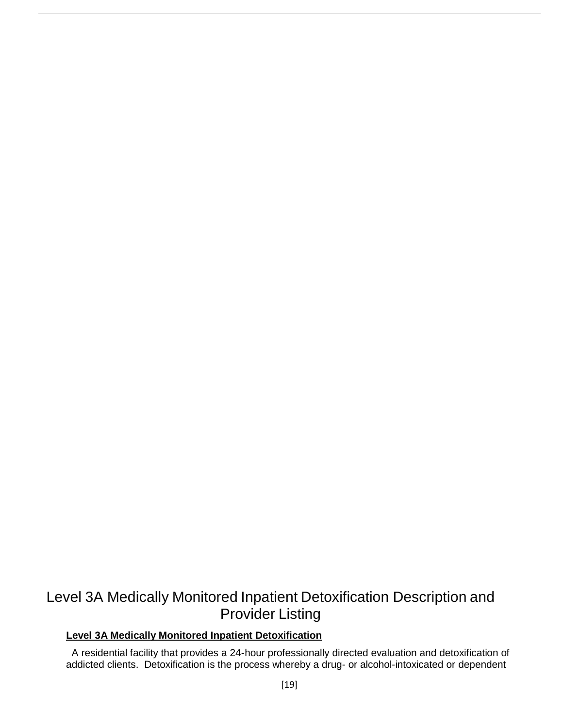# Level 3A Medically Monitored Inpatient Detoxification Description and Provider Listing

**Level 3A Medically Monitored Inpatient Detoxification**

A residential facility that provides a 24-hour professionally directed evaluation and detoxification of addicted clients. Detoxification is the process whereby a drug- or alcohol-intoxicated or dependent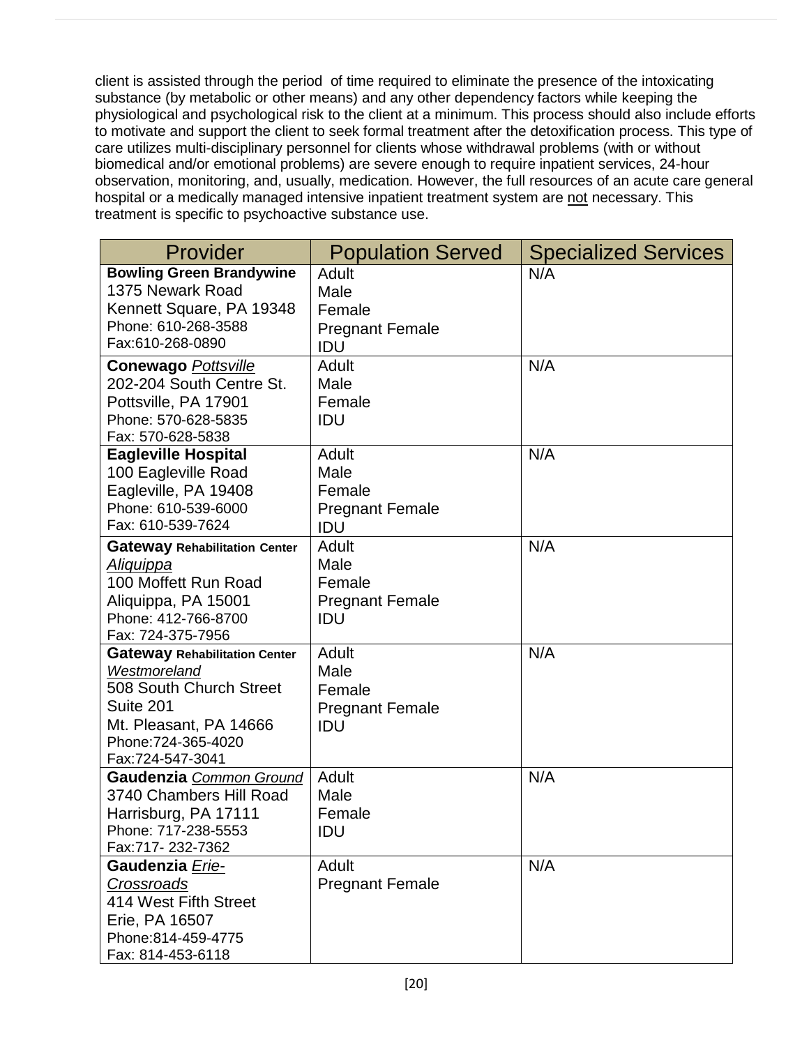client is assisted through the period of time required to eliminate the presence of the intoxicating substance (by metabolic or other means) and any other dependency factors while keeping the physiological and psychological risk to the client at a minimum. This process should also include efforts to motivate and support the client to seek formal treatment after the detoxification process. This type of care utilizes multi-disciplinary personnel for clients whose withdrawal problems (with or without biomedical and/or emotional problems) are severe enough to require inpatient services, 24-hour observation, monitoring, and, usually, medication. However, the full resources of an acute care general hospital or a medically managed intensive inpatient treatment system are <u>not</u> necessary. This treatment is specific to psychoactive substance use.

| Provider | Population Served | Specialized Services |
|---|---|---|
| **Bowling Green Brandywine**<br>1375 Newark Road<br>Kennett Square, PA 19348<br>Phone: 610-268-3588<br>Fax:610-268-0890 | Adult<br>Male<br>Female<br>Pregnant Female<br>IDU | N/A |
| **Conewago** <u>*Pottsville*</u><br>202-204 South Centre St.<br>Pottsville, PA 17901<br>Phone: 570-628-5835<br>Fax: 570-628-5838 | Adult<br>Male<br>Female<br>IDU | N/A |
| **Eagleville Hospital**<br>100 Eagleville Road<br>Eagleville, PA 19408<br>Phone: 610-539-6000<br>Fax: 610-539-7624 | Adult<br>Male<br>Female<br>Pregnant Female<br>IDU | N/A |
| **Gateway Rehabilitation Center**<br><u>*Aliquippa*</u><br>100 Moffett Run Road<br>Aliquippa, PA 15001<br>Phone: 412-766-8700<br>Fax: 724-375-7956 | Adult<br>Male<br>Female<br>Pregnant Female<br>IDU | N/A |
| **Gateway Rehabilitation Center**<br><u>*Westmoreland*</u><br>508 South Church Street<br>Suite 201<br>Mt. Pleasant, PA 14666<br>Phone:724-365-4020<br>Fax:724-547-3041 | Adult<br>Male<br>Female<br>Pregnant Female<br>IDU | N/A |
| **Gaudenzia** <u>*Common Ground*</u><br>3740 Chambers Hill Road<br>Harrisburg, PA 17111<br>Phone: 717-238-5553<br>Fax:717- 232-7362 | Adult<br>Male<br>Female<br>IDU | N/A |
| **Gaudenzia** <u>*Erie-Crossroads*</u><br>414 West Fifth Street<br>Erie, PA 16507<br>Phone:814-459-4775<br>Fax: 814-453-6118 | Adult<br>Pregnant Female | N/A |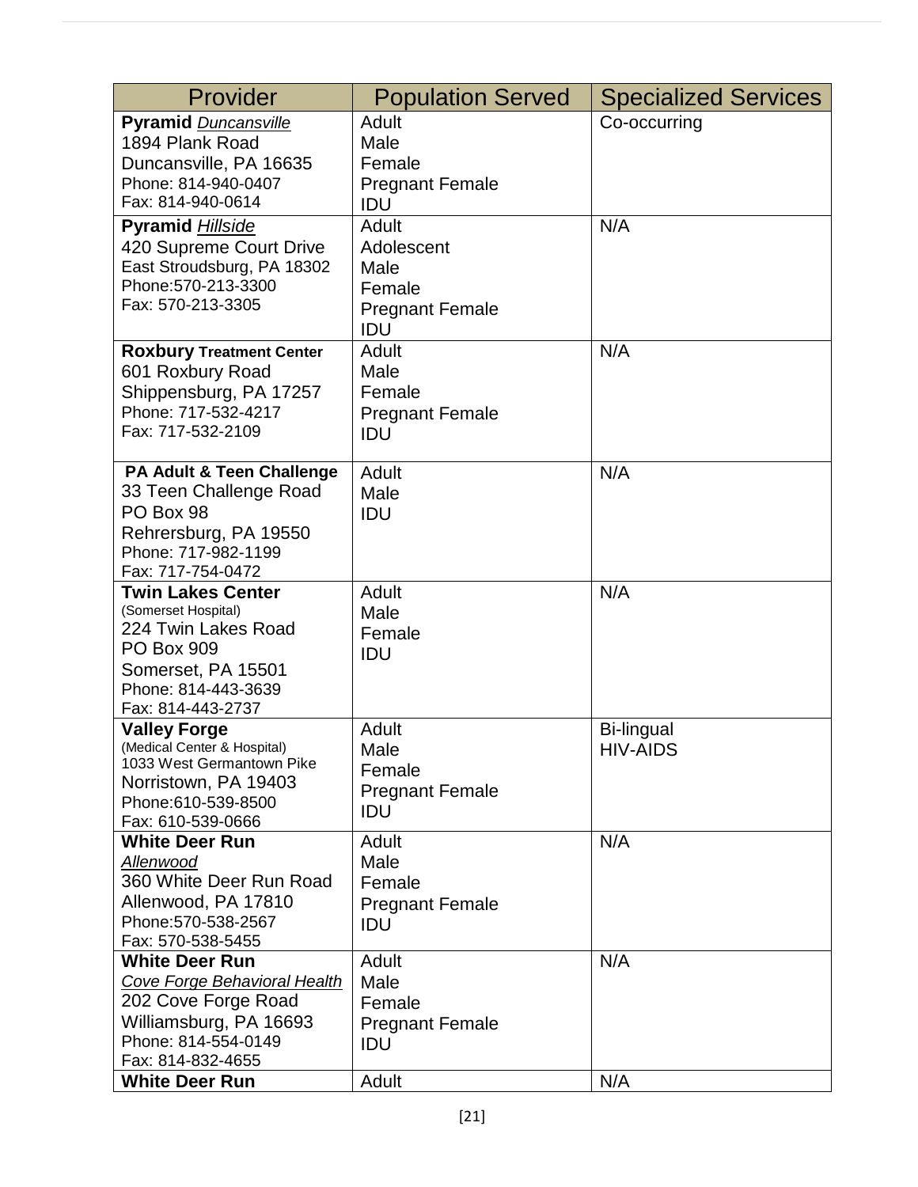| Provider | Population Served | Specialized Services |
|---|---|---|
| **Pyramid** *Duncansville*<br>1894 Plank Road<br>Duncansville, PA 16635<br>Phone: 814-940-0407<br>Fax: 814-940-0614 | Adult<br>Male<br>Female<br>Pregnant Female<br>IDU | Co-occurring |
| **Pyramid** *Hillside*<br>420 Supreme Court Drive<br>East Stroudsburg, PA 18302<br>Phone:570-213-3300<br>Fax: 570-213-3305 | Adult<br>Adolescent<br>Male<br>Female<br>Pregnant Female<br>IDU | N/A |
| **Roxbury Treatment Center**<br>601 Roxbury Road<br>Shippensburg, PA 17257<br>Phone: 717-532-4217<br>Fax: 717-532-2109 | Adult<br>Male<br>Female<br>Pregnant Female<br>IDU | N/A |
| **PA Adult & Teen Challenge**<br>33 Teen Challenge Road<br>PO Box 98<br>Rehrersburg, PA 19550<br>Phone: 717-982-1199<br>Fax: 717-754-0472 | Adult<br>Male<br>IDU | N/A |
| **Twin Lakes Center**<br>(Somerset Hospital)<br>224 Twin Lakes Road<br>PO Box 909<br>Somerset, PA 15501<br>Phone: 814-443-3639<br>Fax: 814-443-2737 | Adult<br>Male<br>Female<br>IDU | N/A |
| **Valley Forge**<br>(Medical Center & Hospital)<br>1033 West Germantown Pike<br>Norristown, PA 19403<br>Phone:610-539-8500<br>Fax: 610-539-0666 | Adult<br>Male<br>Female<br>Pregnant Female<br>IDU | Bi-lingual<br>HIV-AIDS |
| **White Deer Run**<br>*Allenwood*<br>360 White Deer Run Road<br>Allenwood, PA 17810<br>Phone:570-538-2567<br>Fax: 570-538-5455 | Adult<br>Male<br>Female<br>Pregnant Female<br>IDU | N/A |
| **White Deer Run**<br>*Cove Forge Behavioral Health*<br>202 Cove Forge Road<br>Williamsburg, PA 16693<br>Phone: 814-554-0149<br>Fax: 814-832-4655 | Adult<br>Male<br>Female<br>Pregnant Female<br>IDU | N/A |
| **White Deer Run** | Adult | N/A |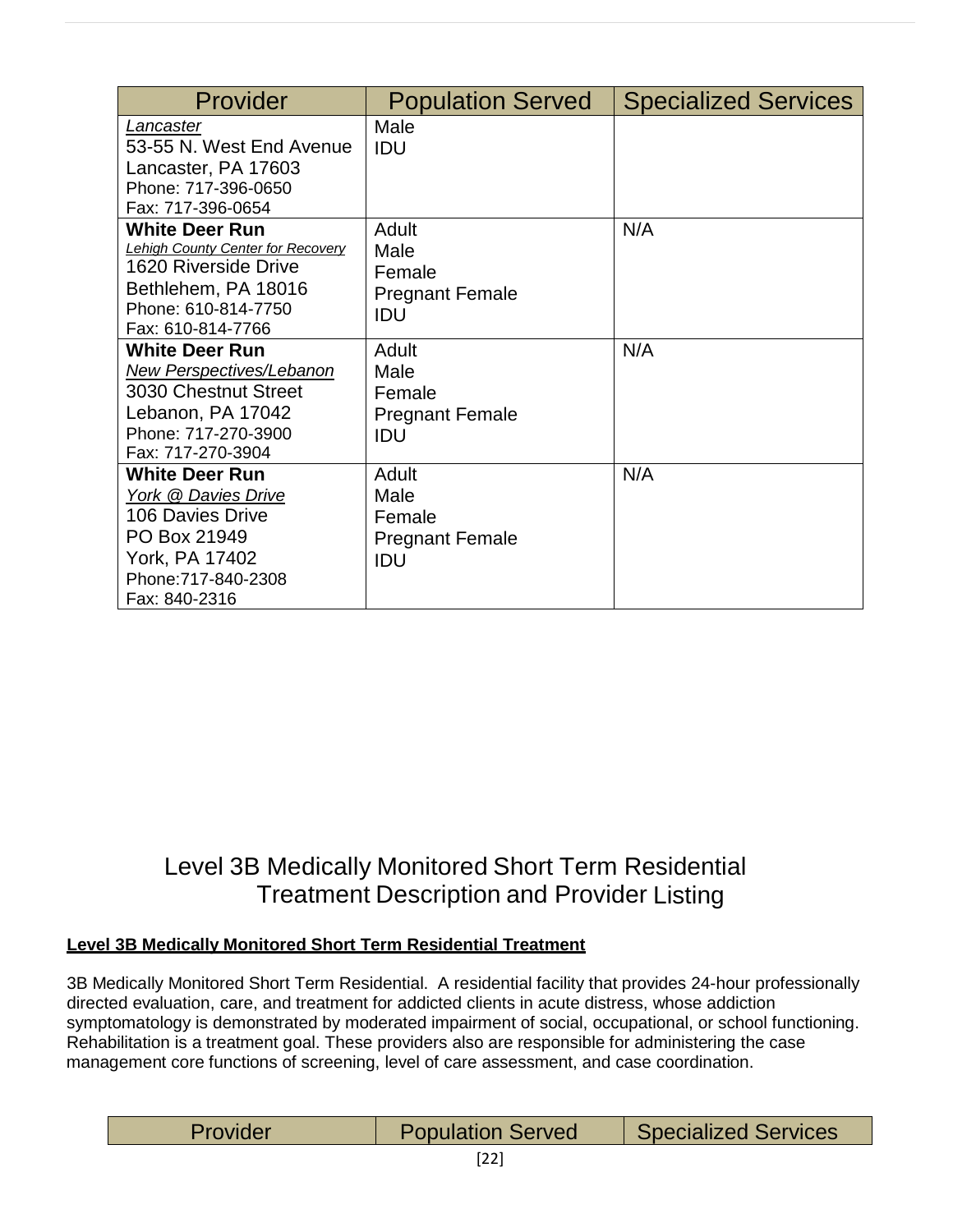| Provider | Population Served | Specialized Services |
|---|---|---|
| *Lancaster*<br>53-55 N. West End Avenue<br>Lancaster, PA 17603<br>Phone: 717-396-0650<br>Fax: 717-396-0654 | Male<br>IDU | |
| **White Deer Run**<br>*Lehigh County Center for Recovery*<br>1620 Riverside Drive<br>Bethlehem, PA 18016<br>Phone: 610-814-7750<br>Fax: 610-814-7766 | Adult<br>Male<br>Female<br>Pregnant Female<br>IDU | N/A |
| **White Deer Run**<br>*New Perspectives/Lebanon*<br>3030 Chestnut Street<br>Lebanon, PA 17042<br>Phone: 717-270-3900<br>Fax: 717-270-3904 | Adult<br>Male<br>Female<br>Pregnant Female<br>IDU | N/A |
| **White Deer Run**<br>*York @ Davies Drive*<br>106 Davies Drive<br>PO Box 21949<br>York, PA 17402<br>Phone:717-840-2308<br>Fax: 840-2316 | Adult<br>Male<br>Female<br>Pregnant Female<br>IDU | N/A |

# Level 3B Medically Monitored Short Term Residential Treatment Description and Provider Listing

**Level 3B Medically Monitored Short Term Residential Treatment**

3B Medically Monitored Short Term Residential. A residential facility that provides 24-hour professionally directed evaluation, care, and treatment for addicted clients in acute distress, whose addiction symptomatology is demonstrated by moderated impairment of social, occupational, or school functioning. Rehabilitation is a treatment goal. These providers also are responsible for administering the case management core functions of screening, level of care assessment, and case coordination.

| Provider | Population Served | Specialized Services |
|---|---|---|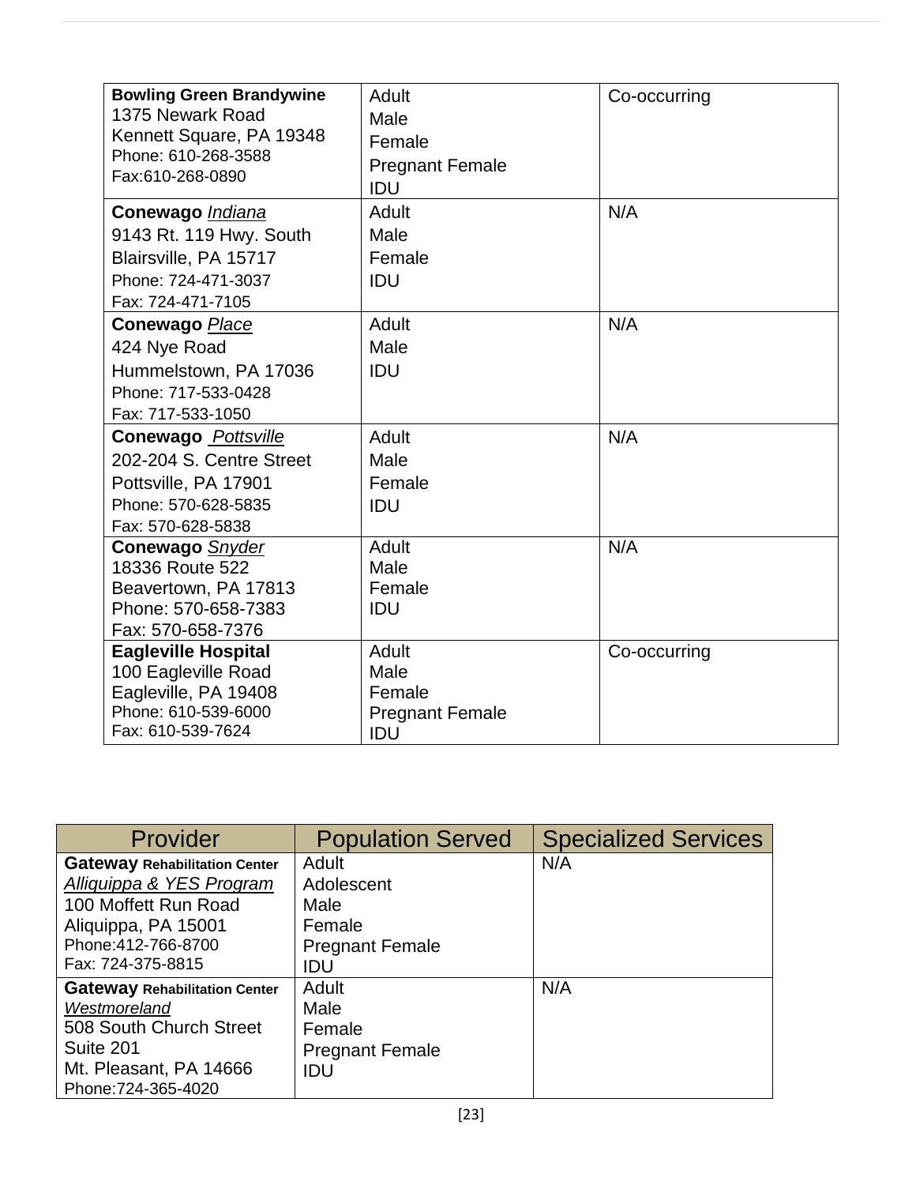| | | |
|---|---|---|
| **Bowling Green Brandywine**<br>1375 Newark Road<br>Kennett Square, PA 19348<br>Phone: 610-268-3588<br>Fax:610-268-0890 | Adult<br>Male<br>Female<br>Pregnant Female<br>IDU | Co-occurring |
| **Conewago** *Indiana*<br>9143 Rt. 119 Hwy. South<br>Blairsville, PA 15717<br>Phone: 724-471-3037<br>Fax: 724-471-7105 | Adult<br>Male<br>Female<br>IDU | N/A |
| **Conewago** *Place*<br>424 Nye Road<br>Hummelstown, PA 17036<br>Phone: 717-533-0428<br>Fax: 717-533-1050 | Adult<br>Male<br>IDU | N/A |
| **Conewago** *Pottsville*<br>202-204 S. Centre Street<br>Pottsville, PA 17901<br>Phone: 570-628-5835<br>Fax: 570-628-5838 | Adult<br>Male<br>Female<br>IDU | N/A |
| **Conewago** *Snyder*<br>18336 Route 522<br>Beavertown, PA 17813<br>Phone: 570-658-7383<br>Fax: 570-658-7376 | Adult<br>Male<br>Female<br>IDU | N/A |
| **Eagleville Hospital**<br>100 Eagleville Road<br>Eagleville, PA 19408<br>Phone: 610-539-6000<br>Fax: 610-539-7624 | Adult<br>Male<br>Female<br>Pregnant Female<br>IDU | Co-occurring |

| Provider | Population Served | Specialized Services |
|---|---|---|
| **Gateway** **Rehabilitation Center**<br>*Alliquippa & YES Program*<br>100 Moffett Run Road<br>Aliquippa, PA 15001<br>Phone:412-766-8700<br>Fax: 724-375-8815 | Adult<br>Adolescent<br>Male<br>Female<br>Pregnant Female<br>IDU | N/A |
| **Gateway** **Rehabilitation Center**<br>*Westmoreland*<br>508 South Church Street<br>Suite 201<br>Mt. Pleasant, PA 14666<br>Phone:724-365-4020 | Adult<br>Male<br>Female<br>Pregnant Female<br>IDU | N/A |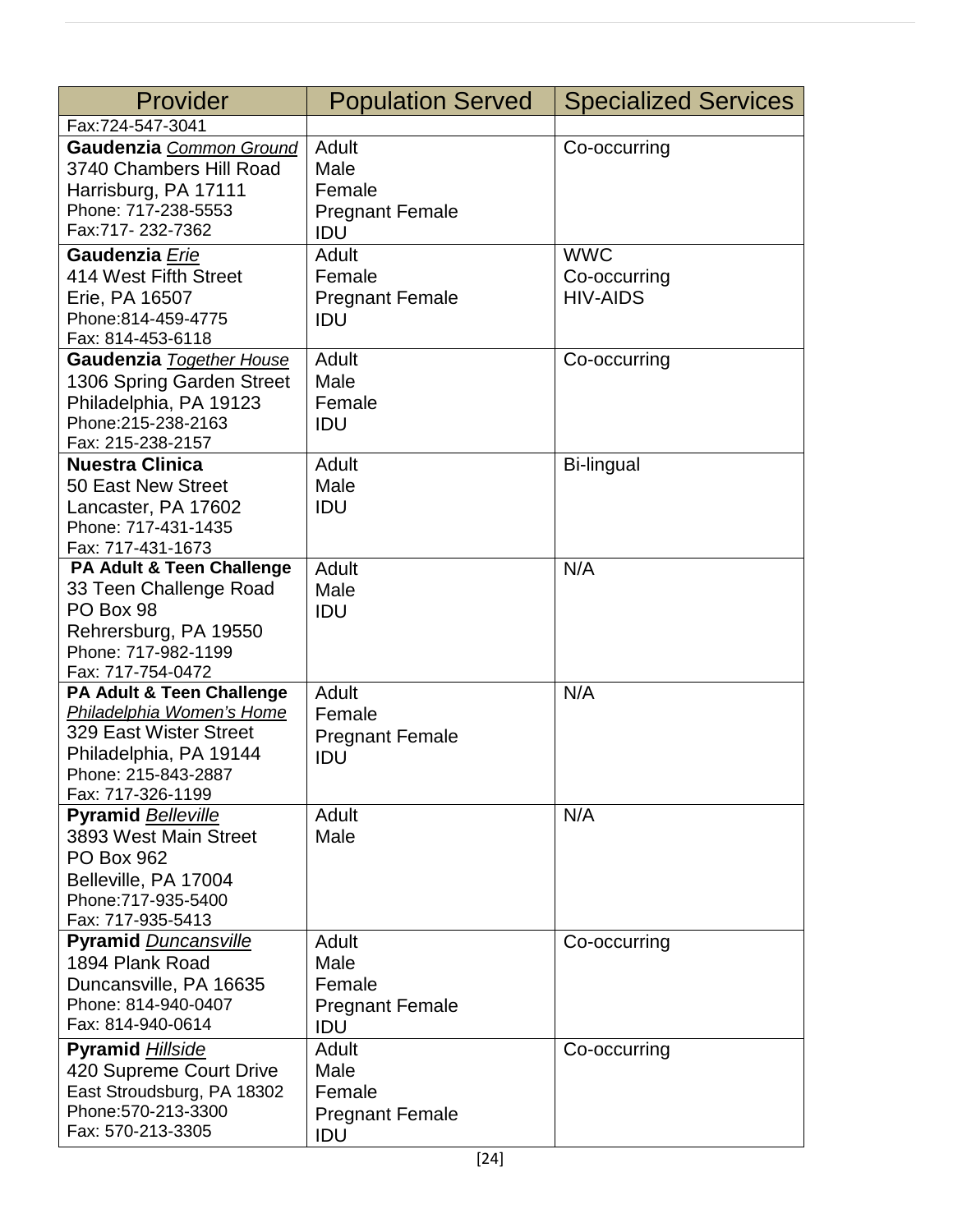| Provider | Population Served | Specialized Services |
|---|---|---|
| Fax:724-547-3041 | | |
| **Gaudenzia** *Common Ground*<br>3740 Chambers Hill Road<br>Harrisburg, PA 17111<br>Phone: 717-238-5553<br>Fax:717- 232-7362 | Adult<br>Male<br>Female<br>Pregnant Female<br>IDU | Co-occurring |
| **Gaudenzia** *Erie*<br>414 West Fifth Street<br>Erie, PA 16507<br>Phone:814-459-4775<br>Fax: 814-453-6118 | Adult<br>Female<br>Pregnant Female<br>IDU | WWC<br>Co-occurring<br>HIV-AIDS |
| **Gaudenzia** *Together House*<br>1306 Spring Garden Street<br>Philadelphia, PA 19123<br>Phone:215-238-2163<br>Fax: 215-238-2157 | Adult<br>Male<br>Female<br>IDU | Co-occurring |
| **Nuestra Clinica**<br>50 East New Street<br>Lancaster, PA 17602<br>Phone: 717-431-1435<br>Fax: 717-431-1673 | Adult<br>Male<br>IDU | Bi-lingual |
| **PA Adult & Teen Challenge**<br>33 Teen Challenge Road<br>PO Box 98<br>Rehrersburg, PA 19550<br>Phone: 717-982-1199<br>Fax: 717-754-0472 | Adult<br>Male<br>IDU | N/A |
| **PA Adult & Teen Challenge**<br>*Philadelphia Women's Home*<br>329 East Wister Street<br>Philadelphia, PA 19144<br>Phone: 215-843-2887<br>Fax: 717-326-1199 | Adult<br>Female<br>Pregnant Female<br>IDU | N/A |
| **Pyramid** *Belleville*<br>3893 West Main Street<br>PO Box 962<br>Belleville, PA 17004<br>Phone:717-935-5400<br>Fax: 717-935-5413 | Adult<br>Male | N/A |
| **Pyramid** *Duncansville*<br>1894 Plank Road<br>Duncansville, PA 16635<br>Phone: 814-940-0407<br>Fax: 814-940-0614 | Adult<br>Male<br>Female<br>Pregnant Female<br>IDU | Co-occurring |
| **Pyramid** *Hillside*<br>420 Supreme Court Drive<br>East Stroudsburg, PA 18302<br>Phone:570-213-3300<br>Fax: 570-213-3305 | Adult<br>Male<br>Female<br>Pregnant Female<br>IDU | Co-occurring |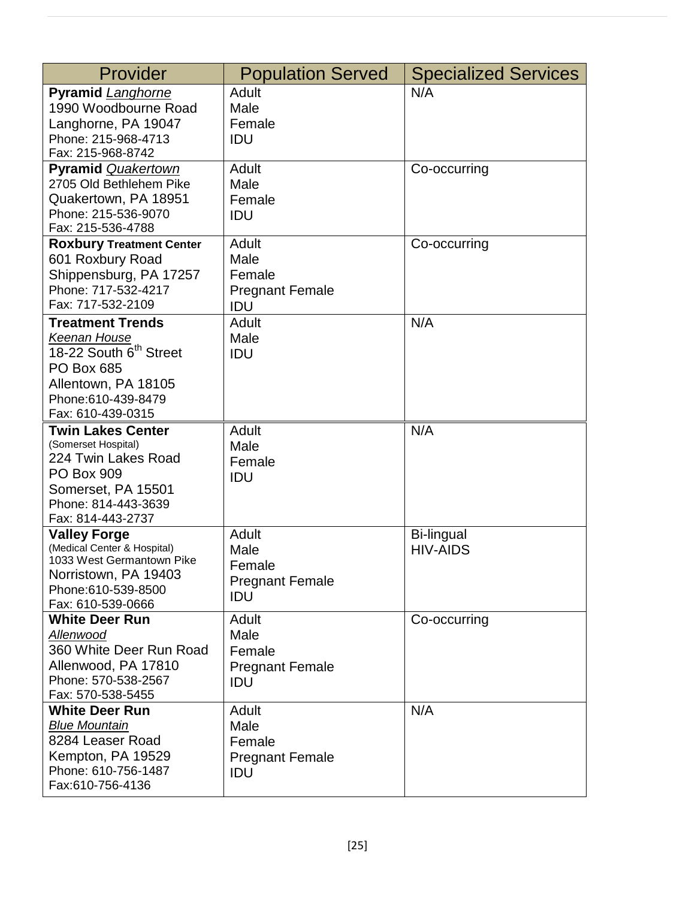| Provider | Population Served | Specialized Services |
|---|---|---|
| **Pyramid** *Langhorne*<br>1990 Woodbourne Road<br>Langhorne, PA 19047<br>Phone: 215-968-4713<br>Fax: 215-968-8742 | Adult<br>Male<br>Female<br>IDU | N/A |
| **Pyramid** *Quakertown*<br>2705 Old Bethlehem Pike<br>Quakertown, PA 18951<br>Phone: 215-536-9070<br>Fax: 215-536-4788 | Adult<br>Male<br>Female<br>IDU | Co-occurring |
| **Roxbury Treatment Center**<br>601 Roxbury Road<br>Shippensburg, PA 17257<br>Phone: 717-532-4217<br>Fax: 717-532-2109 | Adult<br>Male<br>Female<br>Pregnant Female<br>IDU | Co-occurring |
| **Treatment Trends**<br>*Keenan House*<br>18-22 South 6th Street<br>PO Box 685<br>Allentown, PA 18105<br>Phone:610-439-8479<br>Fax: 610-439-0315 | Adult<br>Male<br>IDU | N/A |
| **Twin Lakes Center**<br>(Somerset Hospital)<br>224 Twin Lakes Road<br>PO Box 909<br>Somerset, PA 15501<br>Phone: 814-443-3639<br>Fax: 814-443-2737 | Adult<br>Male<br>Female<br>IDU | N/A |
| **Valley Forge**<br>(Medical Center & Hospital)<br>1033 West Germantown Pike<br>Norristown, PA 19403<br>Phone:610-539-8500<br>Fax: 610-539-0666 | Adult<br>Male<br>Female<br>Pregnant Female<br>IDU | Bi-lingual<br>HIV-AIDS |
| **White Deer Run**<br>*Allenwood*<br>360 White Deer Run Road<br>Allenwood, PA 17810<br>Phone: 570-538-2567<br>Fax: 570-538-5455 | Adult<br>Male<br>Female<br>Pregnant Female<br>IDU | Co-occurring |
| **White Deer Run**<br>*Blue Mountain*<br>8284 Leaser Road<br>Kempton, PA 19529<br>Phone: 610-756-1487<br>Fax:610-756-4136 | Adult<br>Male<br>Female<br>Pregnant Female<br>IDU | N/A |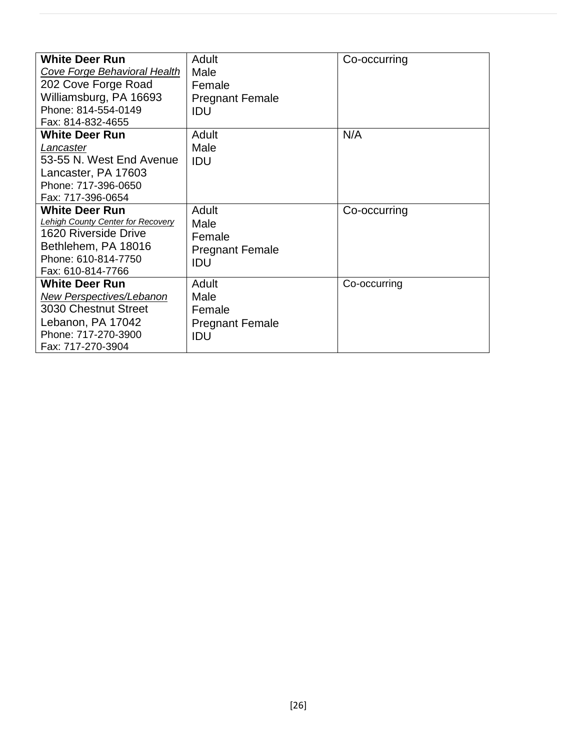| | | |
|---|---|---|
| **White Deer Run**<br>*Cove Forge Behavioral Health*<br>202 Cove Forge Road<br>Williamsburg, PA 16693<br>Phone: 814-554-0149<br>Fax: 814-832-4655 | Adult<br>Male<br>Female<br>Pregnant Female<br>IDU | Co-occurring |
| **White Deer Run**<br>*Lancaster*<br>53-55 N. West End Avenue<br>Lancaster, PA 17603<br>Phone: 717-396-0650<br>Fax: 717-396-0654 | Adult<br>Male<br>IDU | N/A |
| **White Deer Run**<br>*Lehigh County Center for Recovery*<br>1620 Riverside Drive<br>Bethlehem, PA 18016<br>Phone: 610-814-7750<br>Fax: 610-814-7766 | Adult<br>Male<br>Female<br>Pregnant Female<br>IDU | Co-occurring |
| **White Deer Run**<br>*New Perspectives/Lebanon*<br>3030 Chestnut Street<br>Lebanon, PA 17042<br>Phone: 717-270-3900<br>Fax: 717-270-3904 | Adult<br>Male<br>Female<br>Pregnant Female<br>IDU | Co-occurring |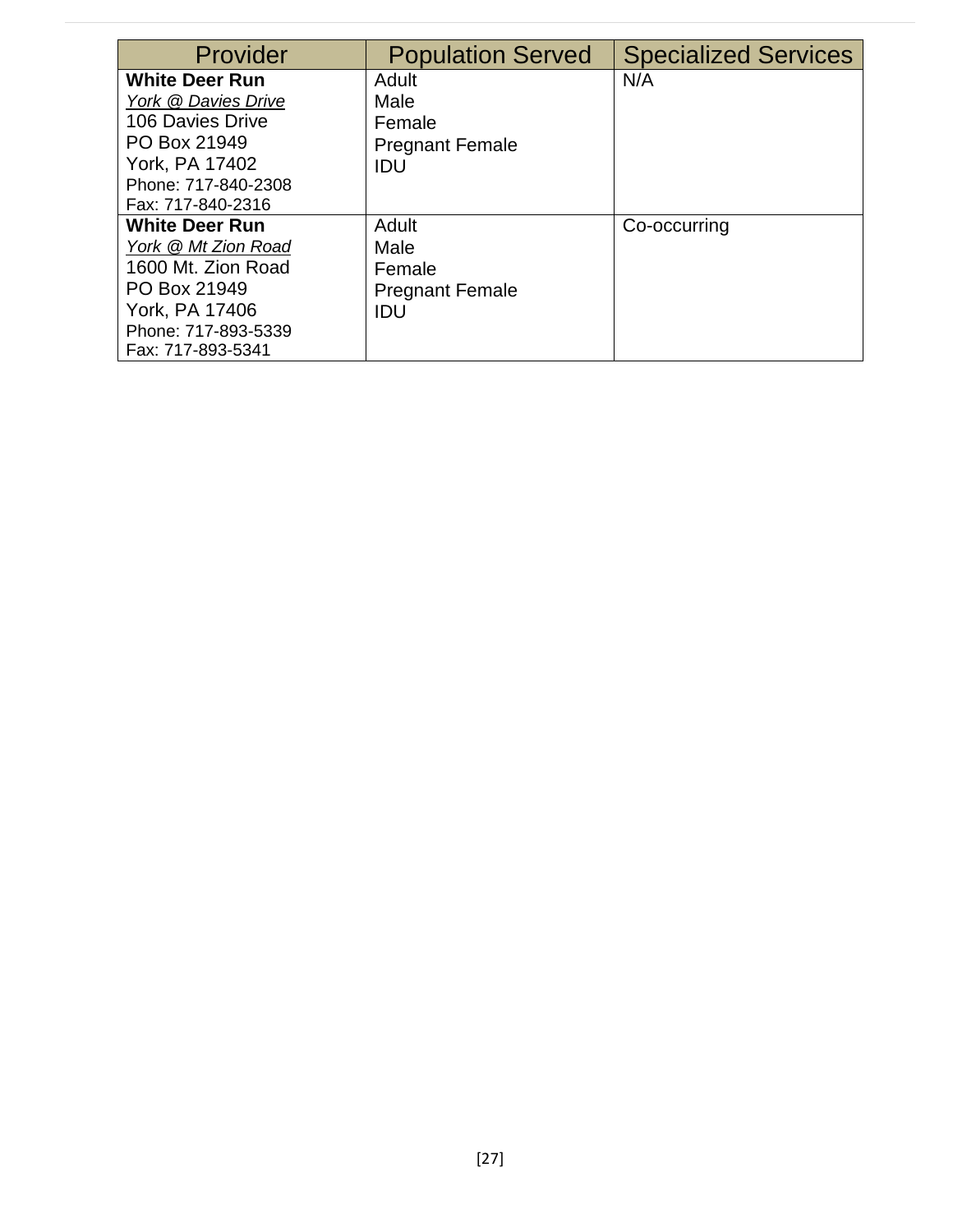| Provider | Population Served | Specialized Services |
|---|---|---|
| **White Deer Run**<br>*York @ Davies Drive*<br>106 Davies Drive<br>PO Box 21949<br>York, PA 17402<br>Phone: 717-840-2308<br>Fax: 717-840-2316 | Adult<br>Male<br>Female<br>Pregnant Female<br>IDU | N/A |
| **White Deer Run**<br>*York @ Mt Zion Road*<br>1600 Mt. Zion Road<br>PO Box 21949<br>York, PA 17406<br>Phone: 717-893-5339<br>Fax: 717-893-5341 | Adult<br>Male<br>Female<br>Pregnant Female<br>IDU | Co-occurring |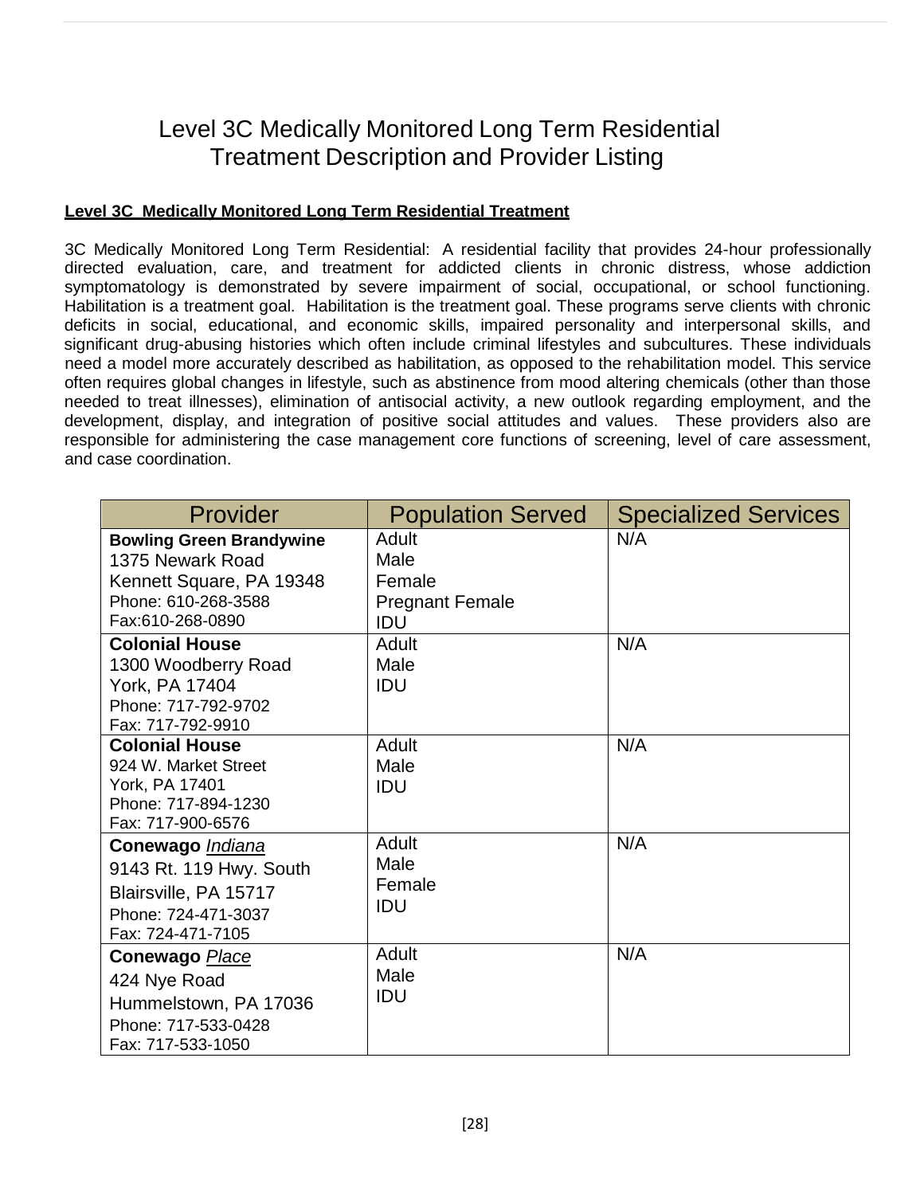# Level 3C Medically Monitored Long Term Residential Treatment Description and Provider Listing

**Level 3C Medically Monitored Long Term Residential Treatment**

3C Medically Monitored Long Term Residential: A residential facility that provides 24-hour professionally directed evaluation, care, and treatment for addicted clients in chronic distress, whose addiction symptomatology is demonstrated by severe impairment of social, occupational, or school functioning. Habilitation is a treatment goal. Habilitation is the treatment goal. These programs serve clients with chronic deficits in social, educational, and economic skills, impaired personality and interpersonal skills, and significant drug-abusing histories which often include criminal lifestyles and subcultures. These individuals need a model more accurately described as habilitation, as opposed to the rehabilitation model. This service often requires global changes in lifestyle, such as abstinence from mood altering chemicals (other than those needed to treat illnesses), elimination of antisocial activity, a new outlook regarding employment, and the development, display, and integration of positive social attitudes and values. These providers also are responsible for administering the case management core functions of screening, level of care assessment, and case coordination.

| Provider | Population Served | Specialized Services |
|---|---|---|
| **Bowling Green Brandywine**<br>1375 Newark Road<br>Kennett Square, PA 19348<br>Phone: 610-268-3588<br>Fax:610-268-0890 | Adult<br>Male<br>Female<br>Pregnant Female<br>IDU | N/A |
| **Colonial House**<br>1300 Woodberry Road<br>York, PA 17404<br>Phone: 717-792-9702<br>Fax: 717-792-9910 | Adult<br>Male<br>IDU | N/A |
| **Colonial House**<br>924 W. Market Street<br>York, PA 17401<br>Phone: 717-894-1230<br>Fax: 717-900-6576 | Adult<br>Male<br>IDU | N/A |
| **Conewago** *Indiana*<br>9143 Rt. 119 Hwy. South<br>Blairsville, PA 15717<br>Phone: 724-471-3037<br>Fax: 724-471-7105 | Adult<br>Male<br>Female<br>IDU | N/A |
| **Conewago** *Place*<br>424 Nye Road<br>Hummelstown, PA 17036<br>Phone: 717-533-0428<br>Fax: 717-533-1050 | Adult<br>Male<br>IDU | N/A |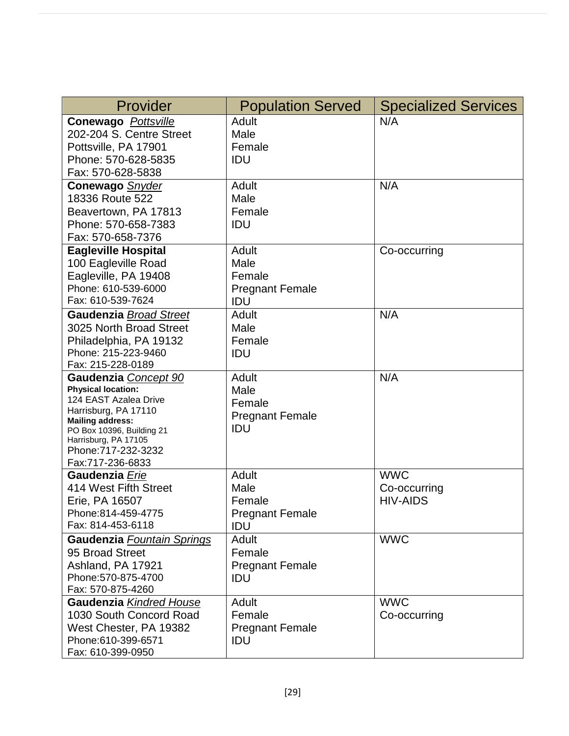| Provider | Population Served | Specialized Services |
|---|---|---|
| **Conewago** *Pottsville*<br>202-204 S. Centre Street<br>Pottsville, PA 17901<br>Phone: 570-628-5835<br>Fax: 570-628-5838 | Adult<br>Male<br>Female<br>IDU | N/A |
| **Conewago** *Snyder*<br>18336 Route 522<br>Beavertown, PA 17813<br>Phone: 570-658-7383<br>Fax: 570-658-7376 | Adult<br>Male<br>Female<br>IDU | N/A |
| **Eagleville Hospital**<br>100 Eagleville Road<br>Eagleville, PA 19408<br>Phone: 610-539-6000<br>Fax: 610-539-7624 | Adult<br>Male<br>Female<br>Pregnant Female<br>IDU | Co-occurring |
| **Gaudenzia** *Broad Street*<br>3025 North Broad Street<br>Philadelphia, PA 19132<br>Phone: 215-223-9460<br>Fax: 215-228-0189 | Adult<br>Male<br>Female<br>IDU | N/A |
| **Gaudenzia** *Concept 90*<br>**Physical location:**<br>124 EAST Azalea Drive<br>Harrisburg, PA 17110<br>**Mailing address:**<br>PO Box 10396, Building 21<br>Harrisburg, PA 17105<br>Phone:717-232-3232<br>Fax:717-236-6833 | Adult<br>Male<br>Female<br>Pregnant Female<br>IDU | N/A |
| **Gaudenzia** *Erie*<br>414 West Fifth Street<br>Erie, PA 16507<br>Phone:814-459-4775<br>Fax: 814-453-6118 | Adult<br>Male<br>Female<br>Pregnant Female<br>IDU | WWC<br>Co-occurring<br>HIV-AIDS |
| **Gaudenzia** *Fountain Springs*<br>95 Broad Street<br>Ashland, PA 17921<br>Phone:570-875-4700<br>Fax: 570-875-4260 | Adult<br>Female<br>Pregnant Female<br>IDU | WWC |
| **Gaudenzia** *Kindred House*<br>1030 South Concord Road<br>West Chester, PA 19382<br>Phone:610-399-6571<br>Fax: 610-399-0950 | Adult<br>Female<br>Pregnant Female<br>IDU | WWC<br>Co-occurring |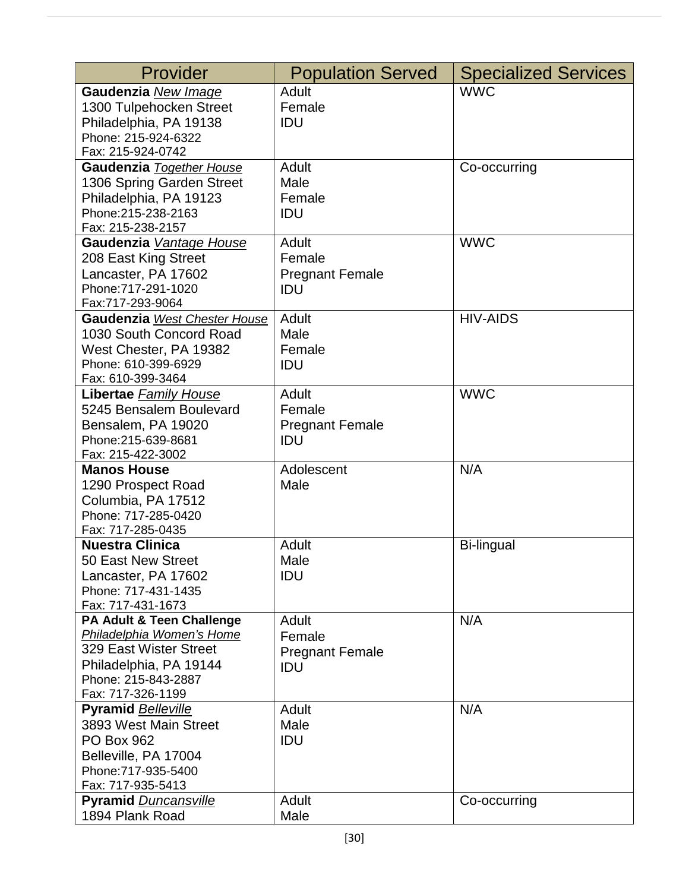| Provider | Population Served | Specialized Services |
|---|---|---|
| **Gaudenzia** *New Image*<br>1300 Tulpehocken Street<br>Philadelphia, PA 19138<br>Phone: 215-924-6322<br>Fax: 215-924-0742 | Adult<br>Female<br>IDU | WWC |
| **Gaudenzia** *Together House*<br>1306 Spring Garden Street<br>Philadelphia, PA 19123<br>Phone:215-238-2163<br>Fax: 215-238-2157 | Adult<br>Male<br>Female<br>IDU | Co-occurring |
| **Gaudenzia** *Vantage House*<br>208 East King Street<br>Lancaster, PA 17602<br>Phone:717-291-1020<br>Fax:717-293-9064 | Adult<br>Female<br>Pregnant Female<br>IDU | WWC |
| **Gaudenzia** *West Chester House*<br>1030 South Concord Road<br>West Chester, PA 19382<br>Phone: 610-399-6929<br>Fax: 610-399-3464 | Adult<br>Male<br>Female<br>IDU | HIV-AIDS |
| **Libertae** *Family House*<br>5245 Bensalem Boulevard<br>Bensalem, PA 19020<br>Phone:215-639-8681<br>Fax: 215-422-3002 | Adult<br>Female<br>Pregnant Female<br>IDU | WWC |
| **Manos House**<br>1290 Prospect Road<br>Columbia, PA 17512<br>Phone: 717-285-0420<br>Fax: 717-285-0435 | Adolescent<br>Male | N/A |
| **Nuestra Clinica**<br>50 East New Street<br>Lancaster, PA 17602<br>Phone: 717-431-1435<br>Fax: 717-431-1673 | Adult<br>Male<br>IDU | Bi-lingual |
| **PA Adult & Teen Challenge**<br>*Philadelphia Women's Home*<br>329 East Wister Street<br>Philadelphia, PA 19144<br>Phone: 215-843-2887<br>Fax: 717-326-1199 | Adult<br>Female<br>Pregnant Female<br>IDU | N/A |
| **Pyramid** *Belleville*<br>3893 West Main Street<br>PO Box 962<br>Belleville, PA 17004<br>Phone:717-935-5400<br>Fax: 717-935-5413 | Adult<br>Male<br>IDU | N/A |
| **Pyramid** *Duncansville*<br>1894 Plank Road | Adult<br>Male | Co-occurring |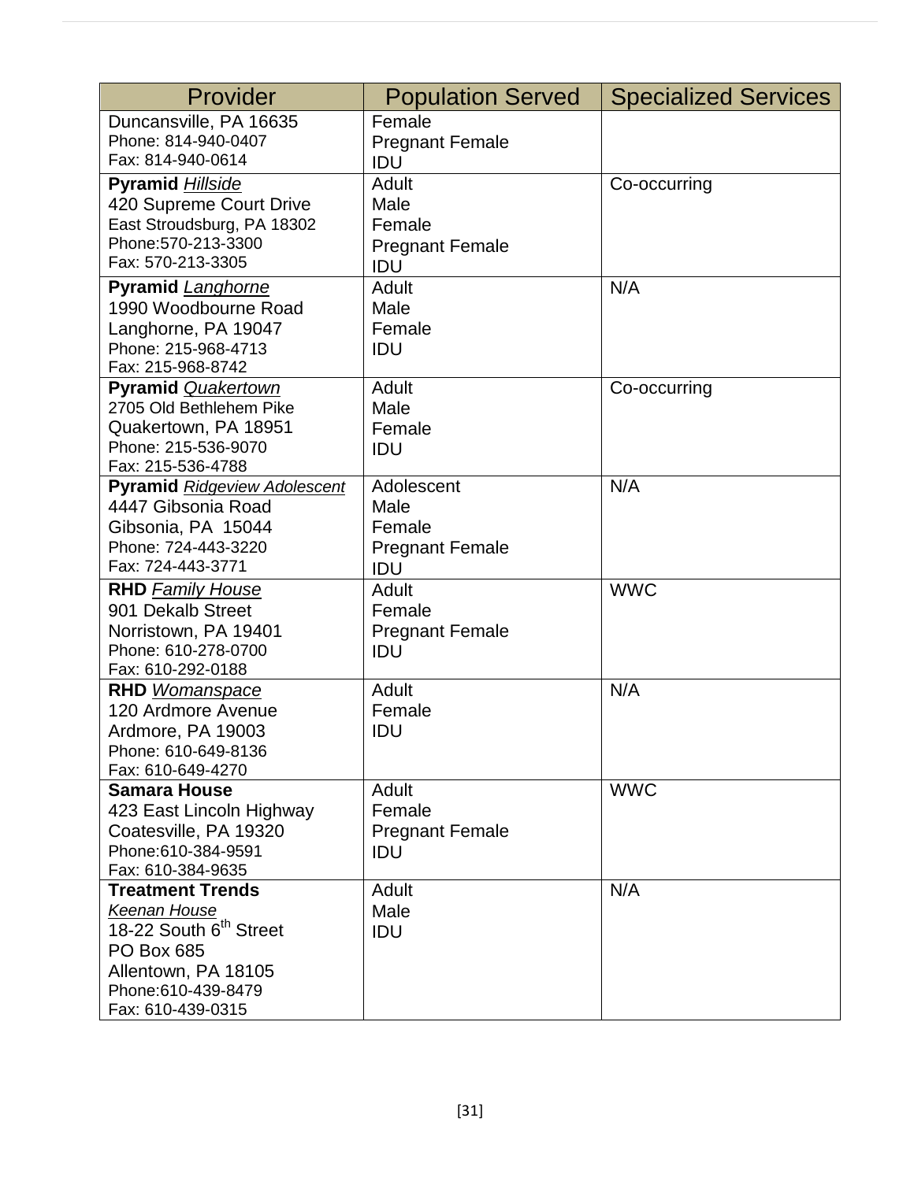| Provider | Population Served | Specialized Services |
|---|---|---|
| Duncansville, PA 16635<br>Phone: 814-940-0407<br>Fax: 814-940-0614 | Female<br>Pregnant Female<br>IDU | |
| **Pyramid** *Hillside*<br>420 Supreme Court Drive<br>East Stroudsburg, PA 18302<br>Phone:570-213-3300<br>Fax: 570-213-3305 | Adult<br>Male<br>Female<br>Pregnant Female<br>IDU | Co-occurring |
| **Pyramid** *Langhorne*<br>1990 Woodbourne Road<br>Langhorne, PA 19047<br>Phone: 215-968-4713<br>Fax: 215-968-8742 | Adult<br>Male<br>Female<br>IDU | N/A |
| **Pyramid** *Quakertown*<br>2705 Old Bethlehem Pike<br>Quakertown, PA 18951<br>Phone: 215-536-9070<br>Fax: 215-536-4788 | Adult<br>Male<br>Female<br>IDU | Co-occurring |
| **Pyramid** *Ridgeview Adolescent*<br>4447 Gibsonia Road<br>Gibsonia, PA 15044<br>Phone: 724-443-3220<br>Fax: 724-443-3771 | Adolescent<br>Male<br>Female<br>Pregnant Female<br>IDU | N/A |
| **RHD** *Family House*<br>901 Dekalb Street<br>Norristown, PA 19401<br>Phone: 610-278-0700<br>Fax: 610-292-0188 | Adult<br>Female<br>Pregnant Female<br>IDU | WWC |
| **RHD** *Womanspace*<br>120 Ardmore Avenue<br>Ardmore, PA 19003<br>Phone: 610-649-8136<br>Fax: 610-649-4270 | Adult<br>Female<br>IDU | N/A |
| **Samara House**<br>423 East Lincoln Highway<br>Coatesville, PA 19320<br>Phone:610-384-9591<br>Fax: 610-384-9635 | Adult<br>Female<br>Pregnant Female<br>IDU | WWC |
| **Treatment Trends**<br>*Keenan House*<br>18-22 South 6th Street<br>PO Box 685<br>Allentown, PA 18105<br>Phone:610-439-8479<br>Fax: 610-439-0315 | Adult<br>Male<br>IDU | N/A |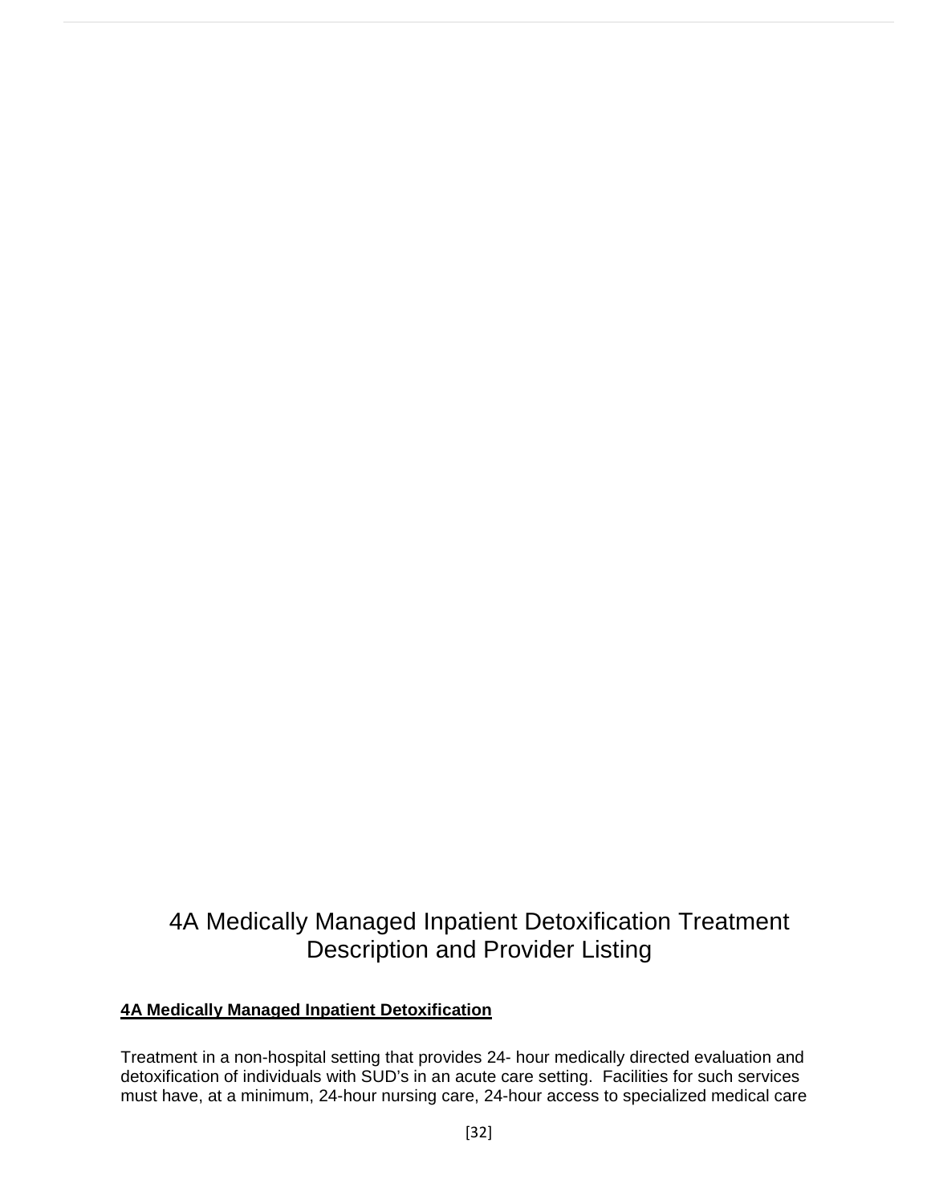# 4A Medically Managed Inpatient Detoxification Treatment Description and Provider Listing

**4A Medically Managed Inpatient Detoxification**

Treatment in a non-hospital setting that provides 24- hour medically directed evaluation and detoxification of individuals with SUD's in an acute care setting. Facilities for such services must have, at a minimum, 24-hour nursing care, 24-hour access to specialized medical care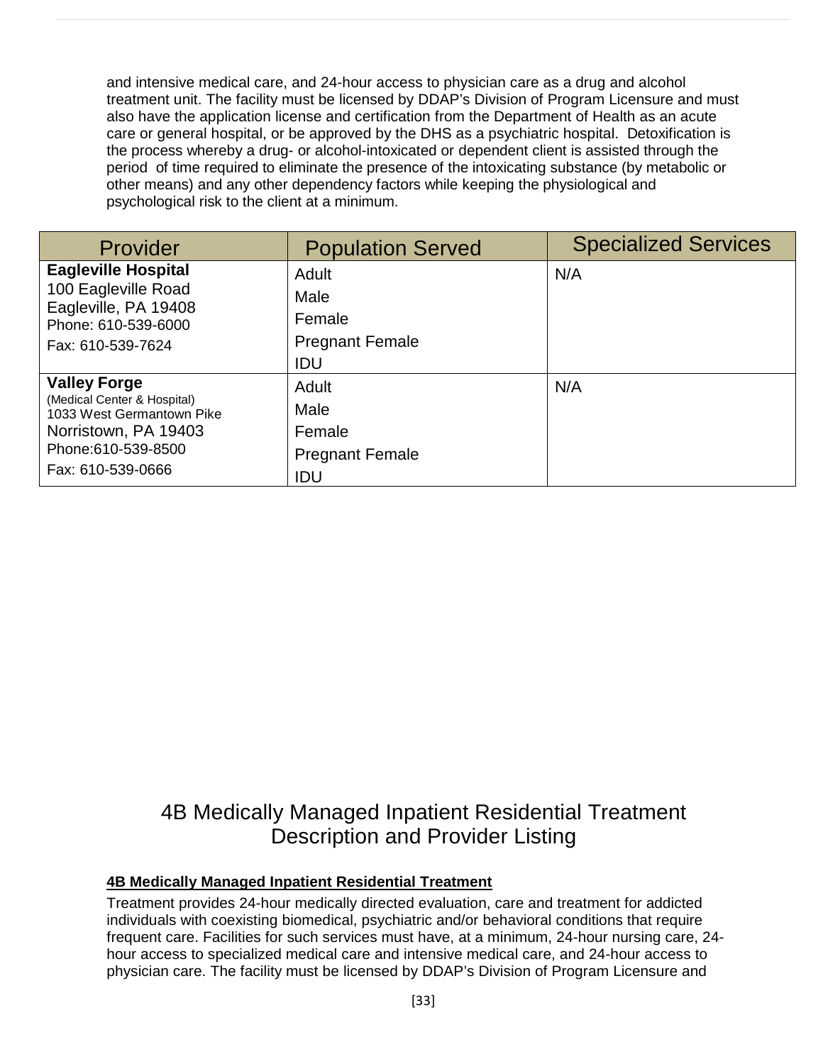and intensive medical care, and 24-hour access to physician care as a drug and alcohol treatment unit. The facility must be licensed by DDAP's Division of Program Licensure and must also have the application license and certification from the Department of Health as an acute care or general hospital, or be approved by the DHS as a psychiatric hospital. Detoxification is the process whereby a drug- or alcohol-intoxicated or dependent client is assisted through the period of time required to eliminate the presence of the intoxicating substance (by metabolic or other means) and any other dependency factors while keeping the physiological and psychological risk to the client at a minimum.

| Provider | Population Served | Specialized Services |
|---|---|---|
| **Eagleville Hospital**<br>100 Eagleville Road<br>Eagleville, PA 19408<br>Phone: 610-539-6000<br>Fax: 610-539-7624 | Adult<br>Male<br>Female<br>Pregnant Female<br>IDU | N/A |
| **Valley Forge**<br>(Medical Center & Hospital)<br>1033 West Germantown Pike<br>Norristown, PA 19403<br>Phone:610-539-8500<br>Fax: 610-539-0666 | Adult<br>Male<br>Female<br>Pregnant Female<br>IDU | N/A |

# 4B Medically Managed Inpatient Residential Treatment Description and Provider Listing

**4B Medically Managed Inpatient Residential Treatment**

Treatment provides 24-hour medically directed evaluation, care and treatment for addicted individuals with coexisting biomedical, psychiatric and/or behavioral conditions that require frequent care. Facilities for such services must have, at a minimum, 24-hour nursing care, 24-hour access to specialized medical care and intensive medical care, and 24-hour access to physician care. The facility must be licensed by DDAP's Division of Program Licensure and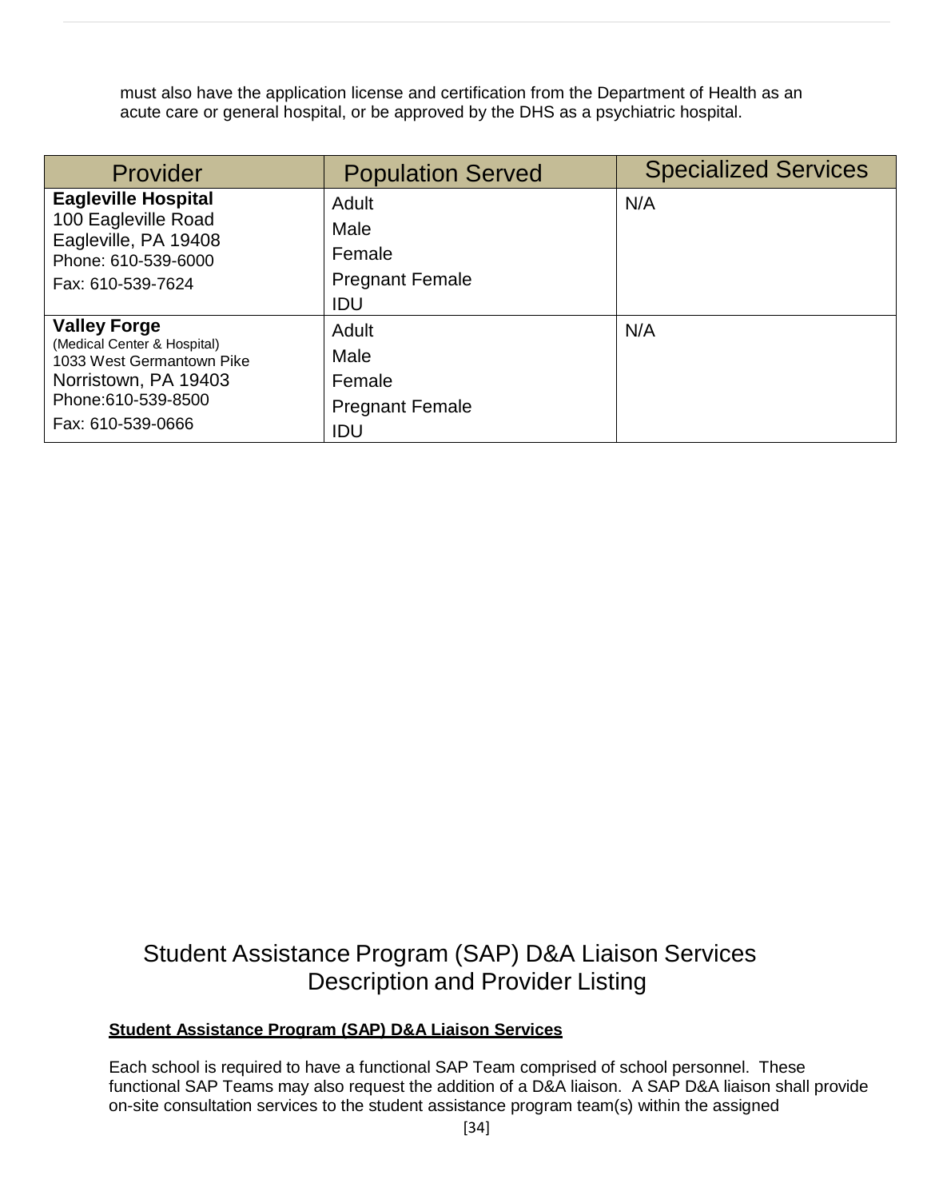must also have the application license and certification from the Department of Health as an acute care or general hospital, or be approved by the DHS as a psychiatric hospital.

| Provider | Population Served | Specialized Services |
| --- | --- | --- |
| **Eagleville Hospital**<br>100 Eagleville Road<br>Eagleville, PA 19408<br>Phone: 610-539-6000<br>Fax: 610-539-7624 | Adult<br>Male<br>Female<br>Pregnant Female<br>IDU | N/A |
| **Valley Forge**<br>(Medical Center & Hospital)<br>1033 West Germantown Pike<br>Norristown, PA 19403<br>Phone:610-539-8500<br>Fax: 610-539-0666 | Adult<br>Male<br>Female<br>Pregnant Female<br>IDU | N/A |

# Student Assistance Program (SAP) D&A Liaison Services Description and Provider Listing

**Student Assistance Program (SAP) D&A Liaison Services**

Each school is required to have a functional SAP Team comprised of school personnel. These functional SAP Teams may also request the addition of a D&A liaison. A SAP D&A liaison shall provide on-site consultation services to the student assistance program team(s) within the assigned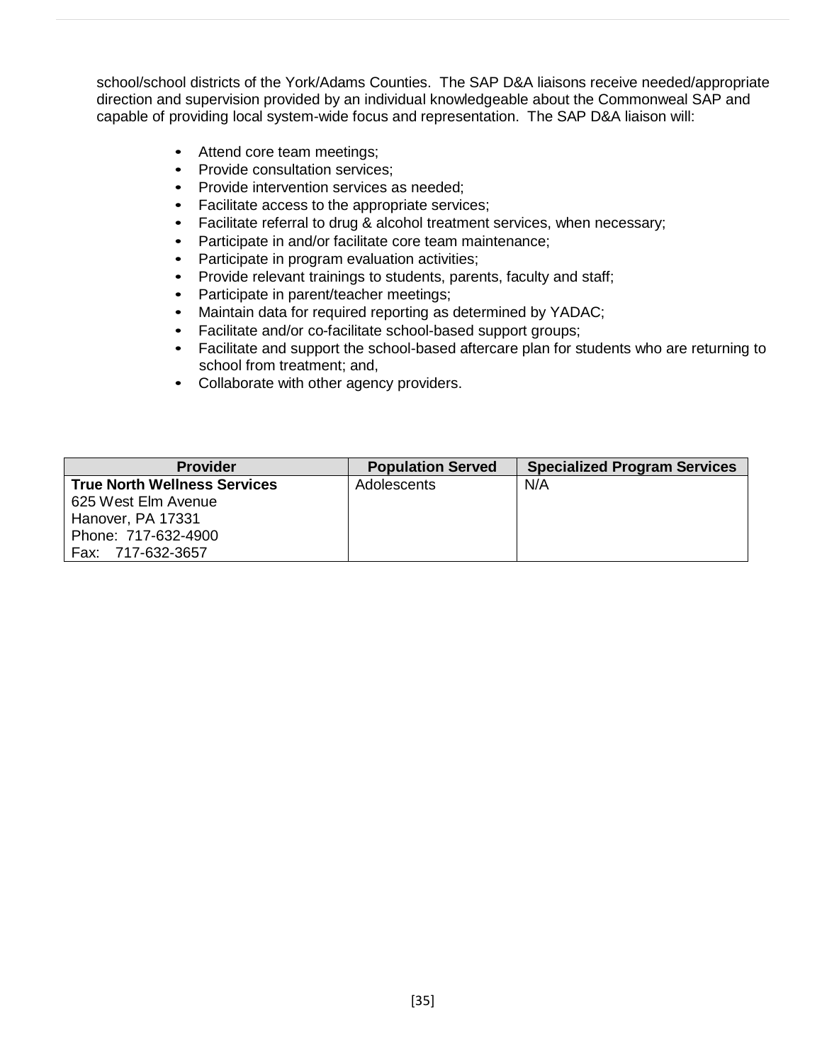school/school districts of the York/Adams Counties. The SAP D&A liaisons receive needed/appropriate direction and supervision provided by an individual knowledgeable about the Commonweal SAP and capable of providing local system-wide focus and representation. The SAP D&A liaison will:

- Attend core team meetings;
- Provide consultation services;
- Provide intervention services as needed;
- Facilitate access to the appropriate services;
- Facilitate referral to drug & alcohol treatment services, when necessary;
- Participate in and/or facilitate core team maintenance;
- Participate in program evaluation activities;
- Provide relevant trainings to students, parents, faculty and staff;
- Participate in parent/teacher meetings;
- Maintain data for required reporting as determined by YADAC;
- Facilitate and/or co-facilitate school-based support groups;
- Facilitate and support the school-based aftercare plan for students who are returning to school from treatment; and,
- Collaborate with other agency providers.

| Provider | Population Served | Specialized Program Services |
| --- | --- | --- |
| **True North Wellness Services**<br>625 West Elm Avenue<br>Hanover, PA 17331<br>Phone: 717-632-4900<br>Fax: 717-632-3657 | Adolescents | N/A |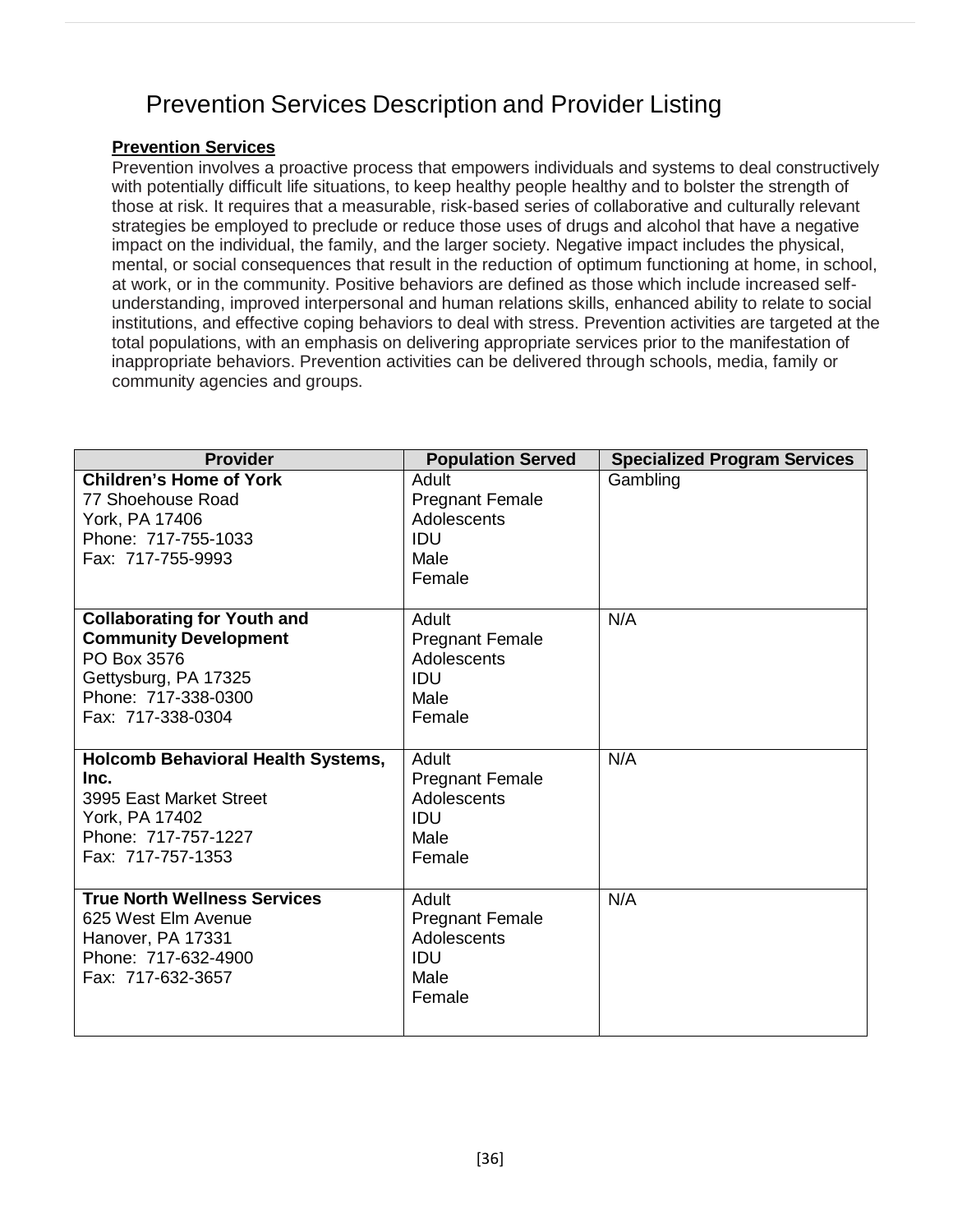# Prevention Services Description and Provider Listing

**Prevention Services**

Prevention involves a proactive process that empowers individuals and systems to deal constructively with potentially difficult life situations, to keep healthy people healthy and to bolster the strength of those at risk. It requires that a measurable, risk-based series of collaborative and culturally relevant strategies be employed to preclude or reduce those uses of drugs and alcohol that have a negative impact on the individual, the family, and the larger society. Negative impact includes the physical, mental, or social consequences that result in the reduction of optimum functioning at home, in school, at work, or in the community. Positive behaviors are defined as those which include increased self-understanding, improved interpersonal and human relations skills, enhanced ability to relate to social institutions, and effective coping behaviors to deal with stress. Prevention activities are targeted at the total populations, with an emphasis on delivering appropriate services prior to the manifestation of inappropriate behaviors. Prevention activities can be delivered through schools, media, family or community agencies and groups.

| Provider | Population Served | Specialized Program Services |
|---|---|---|
| **Children's Home of York**<br>77 Shoehouse Road<br>York, PA 17406<br>Phone: 717-755-1033<br>Fax: 717-755-9993 | Adult<br>Pregnant Female<br>Adolescents<br>IDU<br>Male<br>Female | Gambling |
| **Collaborating for Youth and Community Development**<br>PO Box 3576<br>Gettysburg, PA 17325<br>Phone: 717-338-0300<br>Fax: 717-338-0304 | Adult<br>Pregnant Female<br>Adolescents<br>IDU<br>Male<br>Female | N/A |
| **Holcomb Behavioral Health Systems, Inc.**<br>3995 East Market Street<br>York, PA 17402<br>Phone: 717-757-1227<br>Fax: 717-757-1353 | Adult<br>Pregnant Female<br>Adolescents<br>IDU<br>Male<br>Female | N/A |
| **True North Wellness Services**<br>625 West Elm Avenue<br>Hanover, PA 17331<br>Phone: 717-632-4900<br>Fax: 717-632-3657 | Adult<br>Pregnant Female<br>Adolescents<br>IDU<br>Male<br>Female | N/A |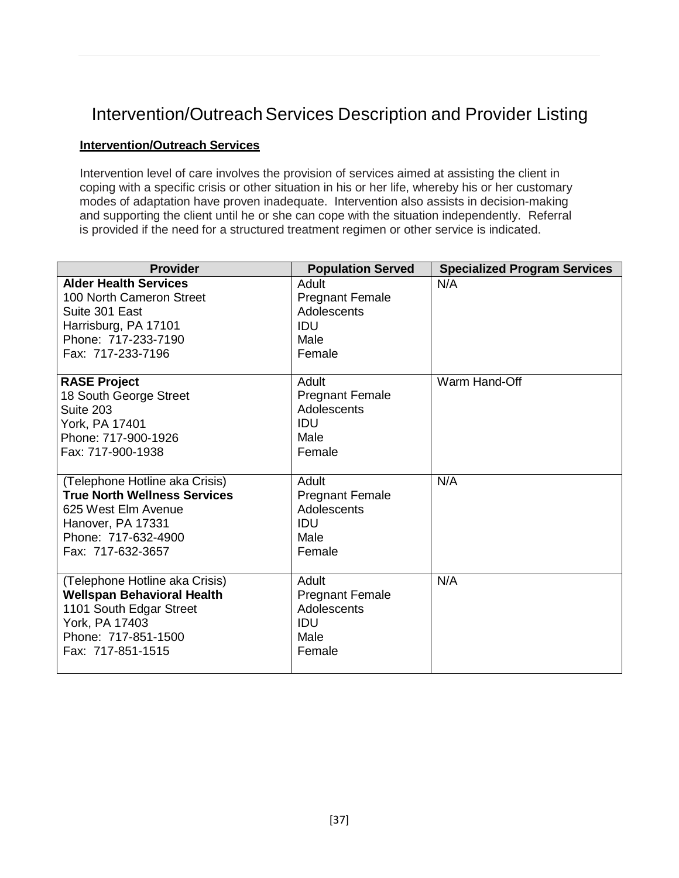# Intervention/Outreach Services Description and Provider Listing

**Intervention/Outreach Services**

Intervention level of care involves the provision of services aimed at assisting the client in coping with a specific crisis or other situation in his or her life, whereby his or her customary modes of adaptation have proven inadequate. Intervention also assists in decision-making and supporting the client until he or she can cope with the situation independently. Referral is provided if the need for a structured treatment regimen or other service is indicated.

| Provider | Population Served | Specialized Program Services |
|---|---|---|
| **Alder Health Services**<br>100 North Cameron Street<br>Suite 301 East<br>Harrisburg, PA 17101<br>Phone: 717-233-7190<br>Fax: 717-233-7196 | Adult<br>Pregnant Female<br>Adolescents<br>IDU<br>Male<br>Female | N/A |
| **RASE Project**<br>18 South George Street<br>Suite 203<br>York, PA 17401<br>Phone: 717-900-1926<br>Fax: 717-900-1938 | Adult<br>Pregnant Female<br>Adolescents<br>IDU<br>Male<br>Female | Warm Hand-Off |
| (Telephone Hotline aka Crisis)<br>**True North Wellness Services**<br>625 West Elm Avenue<br>Hanover, PA 17331<br>Phone: 717-632-4900<br>Fax: 717-632-3657 | Adult<br>Pregnant Female<br>Adolescents<br>IDU<br>Male<br>Female | N/A |
| (Telephone Hotline aka Crisis)<br>**Wellspan Behavioral Health**<br>1101 South Edgar Street<br>York, PA 17403<br>Phone: 717-851-1500<br>Fax: 717-851-1515 | Adult<br>Pregnant Female<br>Adolescents<br>IDU<br>Male<br>Female | N/A |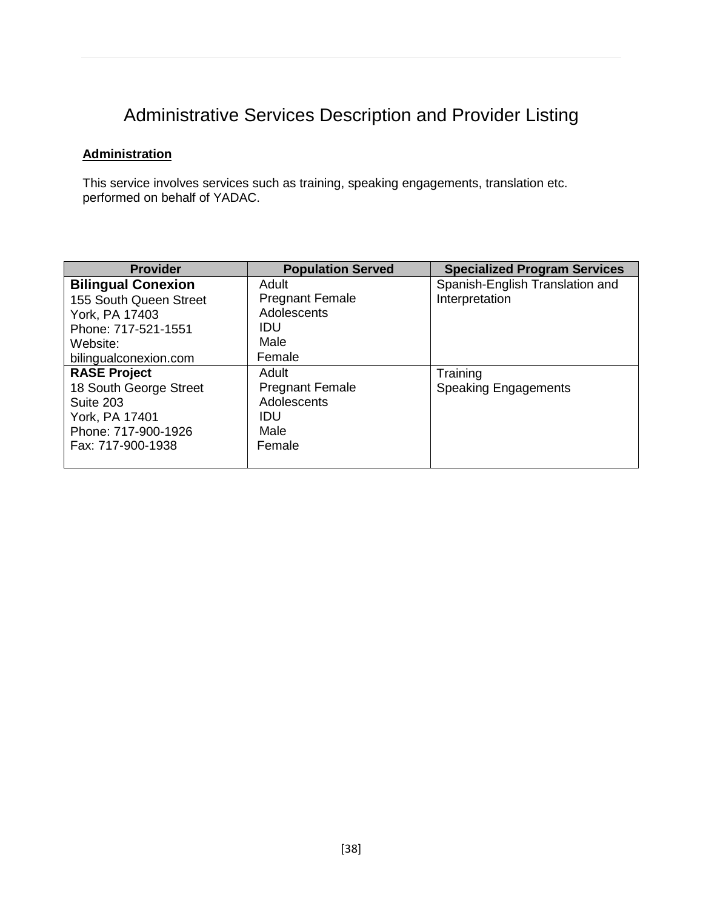# Administrative Services Description and Provider Listing

**Administration**

This service involves services such as training, speaking engagements, translation etc. performed on behalf of YADAC.

| Provider | Population Served | Specialized Program Services |
|---|---|---|
| **Bilingual Conexion**<br>155 South Queen Street<br>York, PA 17403<br>Phone: 717-521-1551<br>Website:<br>bilingualconexion.com | Adult<br>Pregnant Female<br>Adolescents<br>IDU<br>Male<br>Female | Spanish-English Translation and Interpretation |
| **RASE Project**<br>18 South George Street<br>Suite 203<br>York, PA 17401<br>Phone: 717-900-1926<br>Fax: 717-900-1938 | Adult<br>Pregnant Female<br>Adolescents<br>IDU<br>Male<br>Female | Training<br>Speaking Engagements |